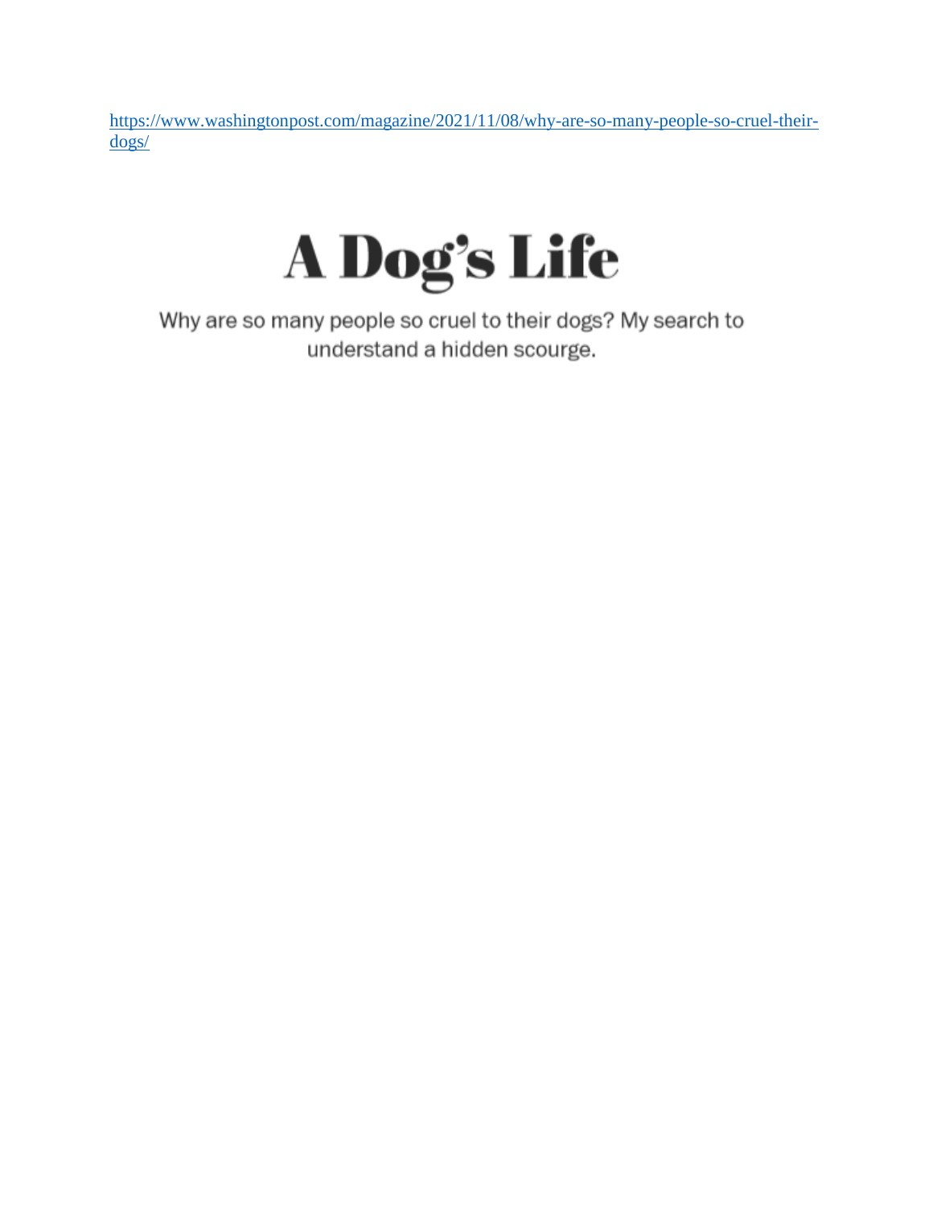https://www.washingtonpost.com/magazine/2021/11/08/why-are-so-many-people-so-cruel-their-dogs/

# A Dog's Life

Why are so many people so cruel to their dogs? My search to understand a hidden scourge.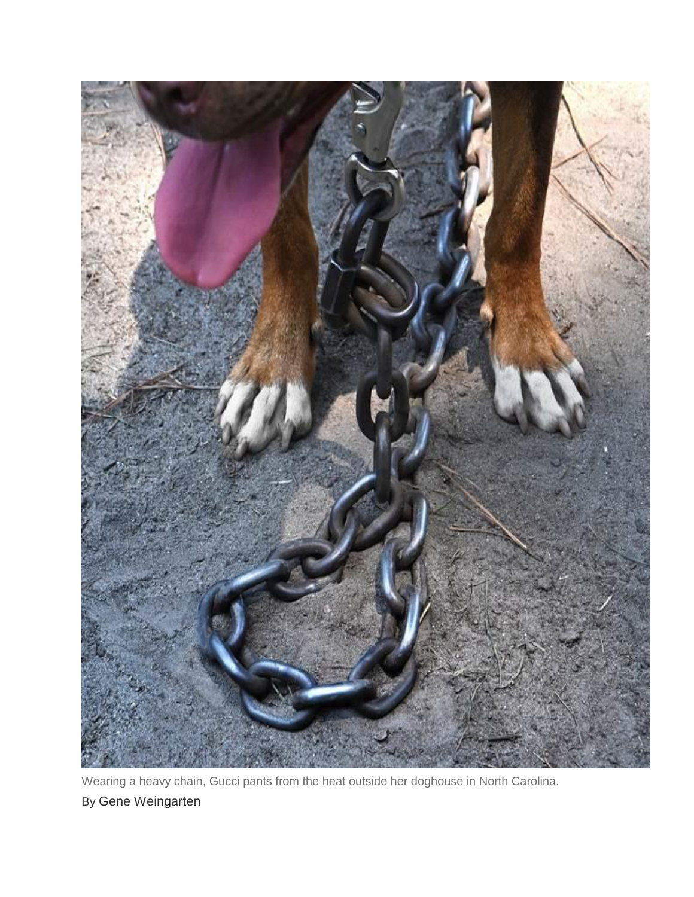Wearing a heavy chain, Gucci pants from the heat outside her doghouse in North Carolina.

By Gene Weingarten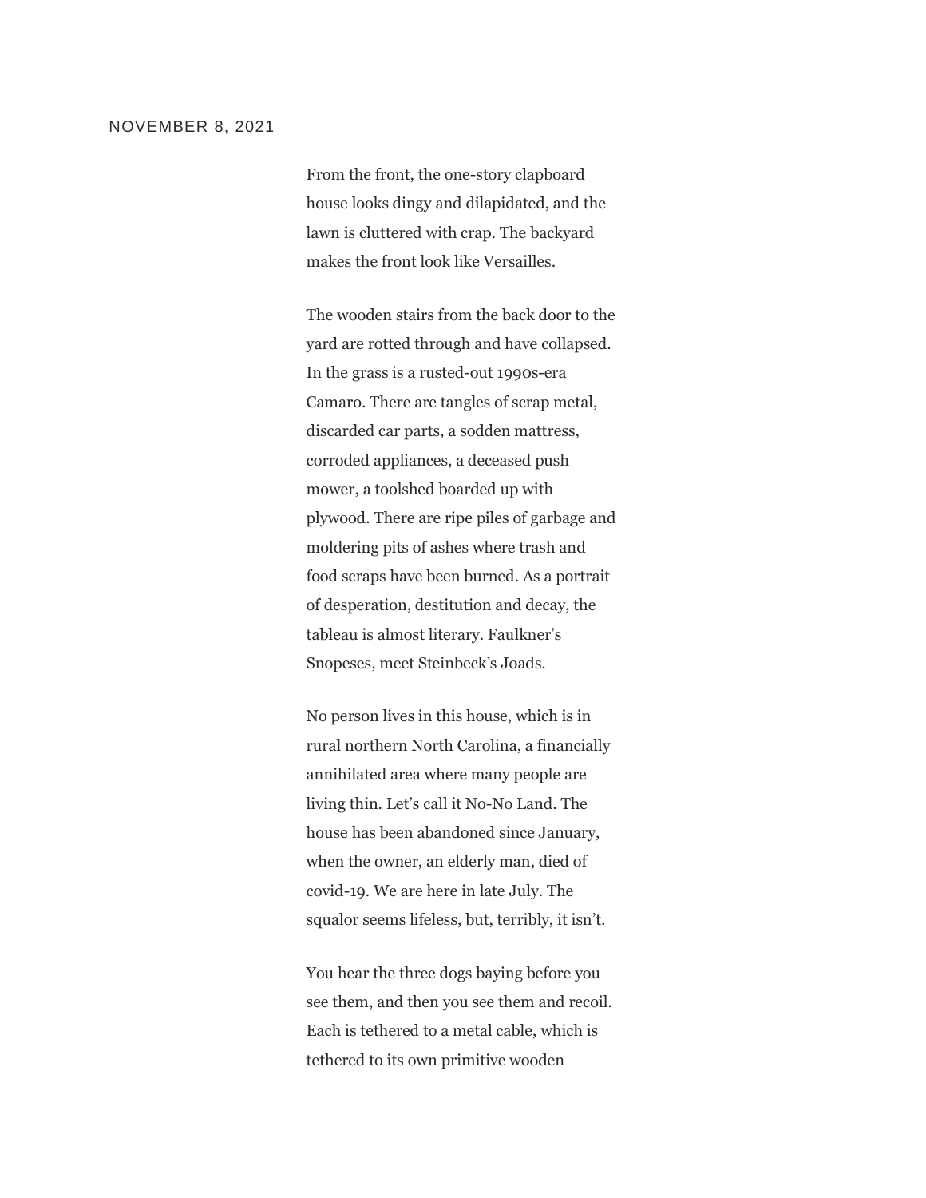NOVEMBER 8, 2021

From the front, the one-story clapboard house looks dingy and dilapidated, and the lawn is cluttered with crap. The backyard makes the front look like Versailles.

The wooden stairs from the back door to the yard are rotted through and have collapsed. In the grass is a rusted-out 1990s-era Camaro. There are tangles of scrap metal, discarded car parts, a sodden mattress, corroded appliances, a deceased push mower, a toolshed boarded up with plywood. There are ripe piles of garbage and moldering pits of ashes where trash and food scraps have been burned. As a portrait of desperation, destitution and decay, the tableau is almost literary. Faulkner's Snopeses, meet Steinbeck's Joads.

No person lives in this house, which is in rural northern North Carolina, a financially annihilated area where many people are living thin. Let's call it No-No Land. The house has been abandoned since January, when the owner, an elderly man, died of covid-19. We are here in late July. The squalor seems lifeless, but, terribly, it isn't.

You hear the three dogs baying before you see them, and then you see them and recoil. Each is tethered to a metal cable, which is tethered to its own primitive wooden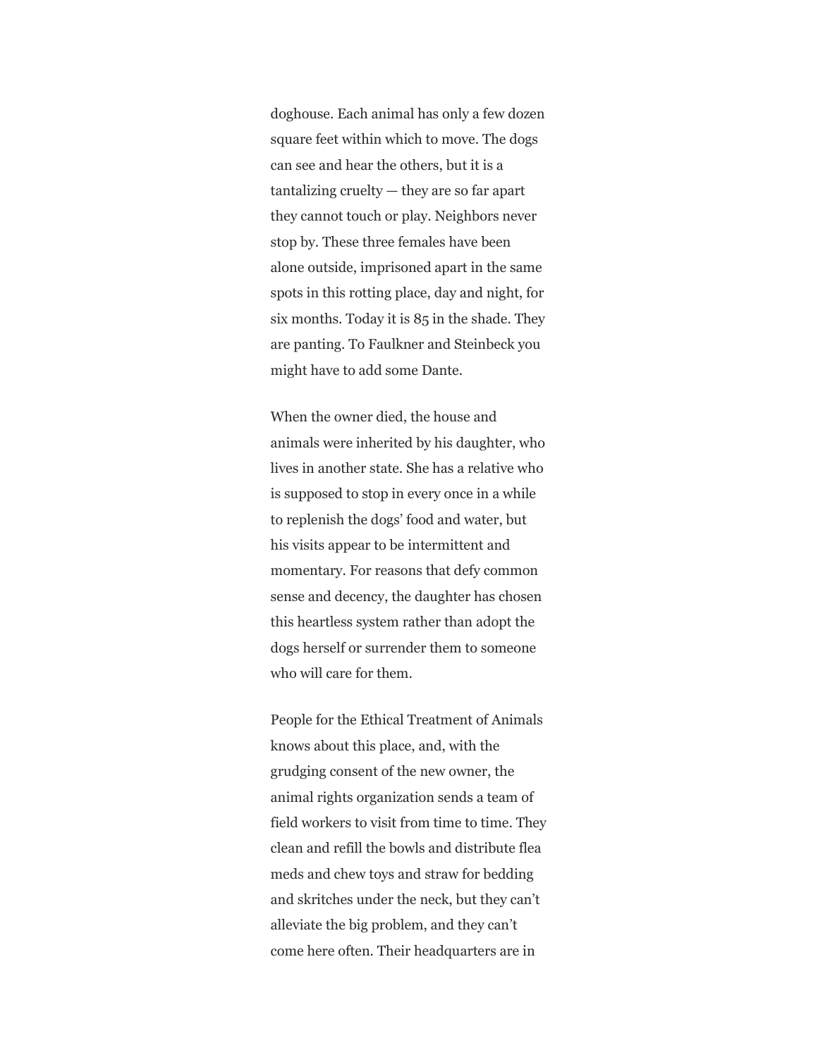doghouse. Each animal has only a few dozen square feet within which to move. The dogs can see and hear the others, but it is a tantalizing cruelty — they are so far apart they cannot touch or play. Neighbors never stop by. These three females have been alone outside, imprisoned apart in the same spots in this rotting place, day and night, for six months. Today it is 85 in the shade. They are panting. To Faulkner and Steinbeck you might have to add some Dante.

When the owner died, the house and animals were inherited by his daughter, who lives in another state. She has a relative who is supposed to stop in every once in a while to replenish the dogs' food and water, but his visits appear to be intermittent and momentary. For reasons that defy common sense and decency, the daughter has chosen this heartless system rather than adopt the dogs herself or surrender them to someone who will care for them.

People for the Ethical Treatment of Animals knows about this place, and, with the grudging consent of the new owner, the animal rights organization sends a team of field workers to visit from time to time. They clean and refill the bowls and distribute flea meds and chew toys and straw for bedding and skritches under the neck, but they can't alleviate the big problem, and they can't come here often. Their headquarters are in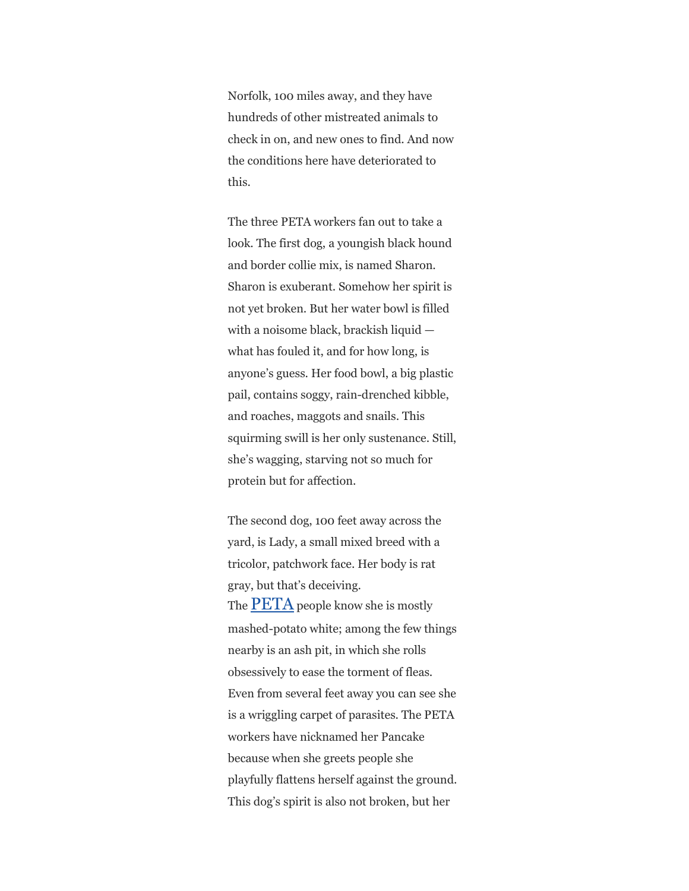Norfolk, 100 miles away, and they have hundreds of other mistreated animals to check in on, and new ones to find. And now the conditions here have deteriorated to this.

The three PETA workers fan out to take a look. The first dog, a youngish black hound and border collie mix, is named Sharon. Sharon is exuberant. Somehow her spirit is not yet broken. But her water bowl is filled with a noisome black, brackish liquid — what has fouled it, and for how long, is anyone's guess. Her food bowl, a big plastic pail, contains soggy, rain-drenched kibble, and roaches, maggots and snails. This squirming swill is her only sustenance. Still, she's wagging, starving not so much for protein but for affection.

The second dog, 100 feet away across the yard, is Lady, a small mixed breed with a tricolor, patchwork face. Her body is rat gray, but that's deceiving. The PETA people know she is mostly mashed-potato white; among the few things nearby is an ash pit, in which she rolls obsessively to ease the torment of fleas. Even from several feet away you can see she is a wriggling carpet of parasites. The PETA workers have nicknamed her Pancake because when she greets people she playfully flattens herself against the ground. This dog's spirit is also not broken, but her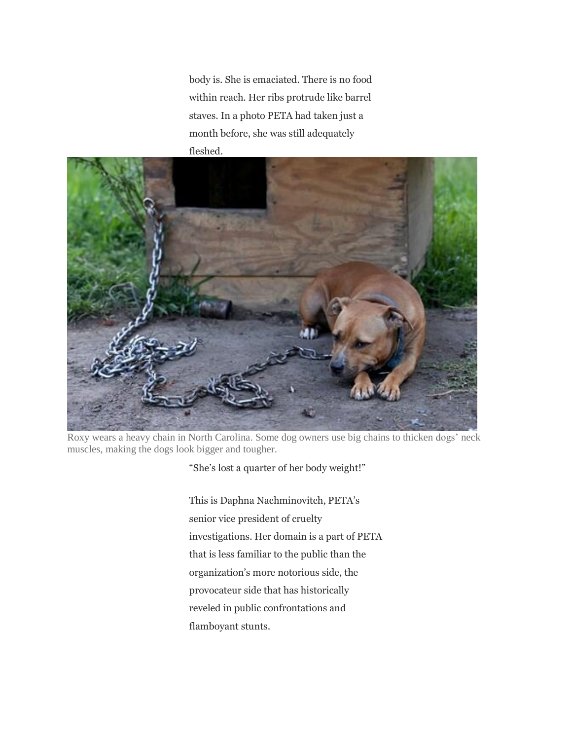body is. She is emaciated. There is no food within reach. Her ribs protrude like barrel staves. In a photo PETA had taken just a month before, she was still adequately fleshed.

Roxy wears a heavy chain in North Carolina. Some dog owners use big chains to thicken dogs' neck muscles, making the dogs look bigger and tougher.

"She's lost a quarter of her body weight!"

This is Daphna Nachminovitch, PETA's senior vice president of cruelty investigations. Her domain is a part of PETA that is less familiar to the public than the organization's more notorious side, the provocateur side that has historically reveled in public confrontations and flamboyant stunts.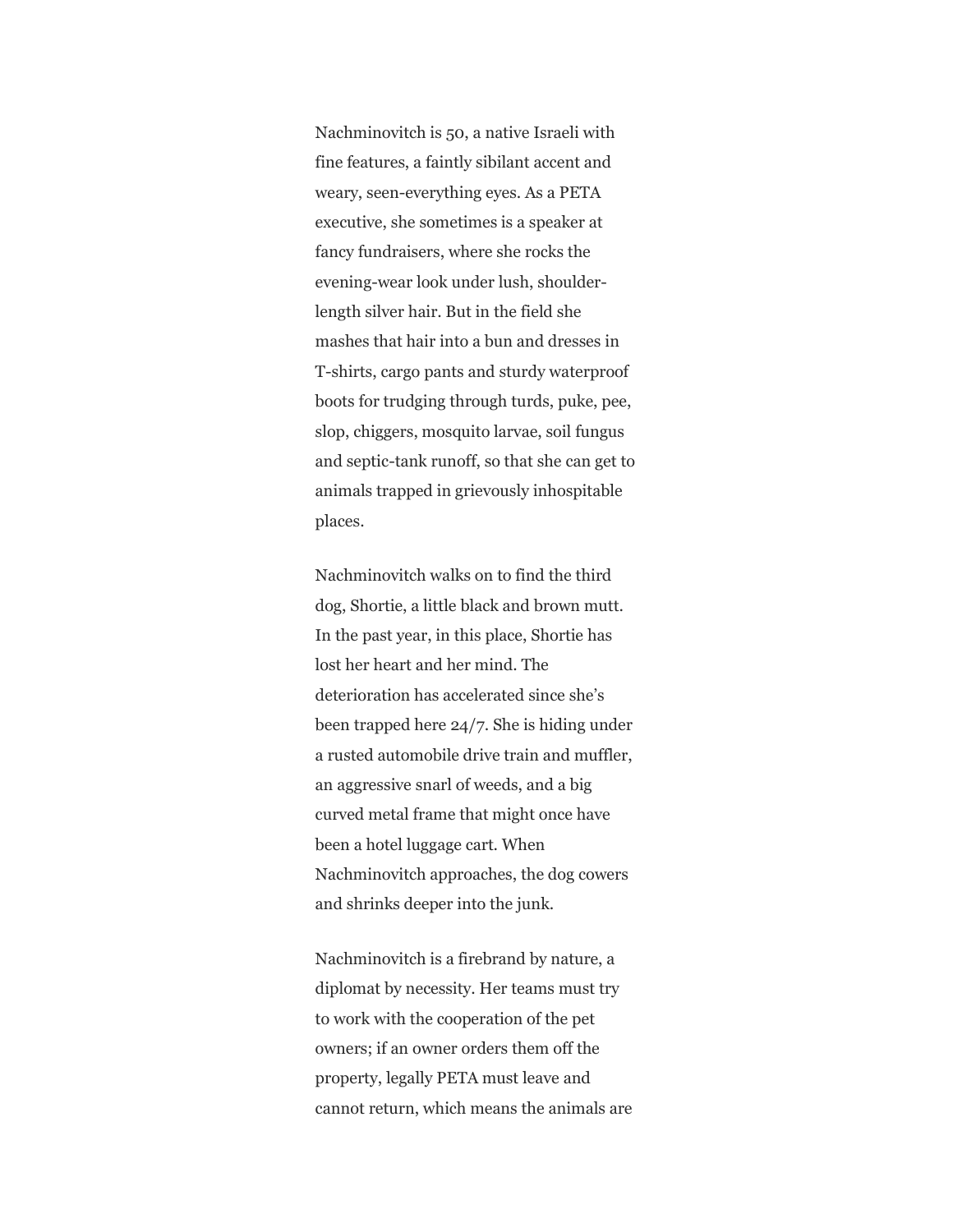Nachminovitch is 50, a native Israeli with fine features, a faintly sibilant accent and weary, seen-everything eyes. As a PETA executive, she sometimes is a speaker at fancy fundraisers, where she rocks the evening-wear look under lush, shoulder-length silver hair. But in the field she mashes that hair into a bun and dresses in T-shirts, cargo pants and sturdy waterproof boots for trudging through turds, puke, pee, slop, chiggers, mosquito larvae, soil fungus and septic-tank runoff, so that she can get to animals trapped in grievously inhospitable places.

Nachminovitch walks on to find the third dog, Shortie, a little black and brown mutt. In the past year, in this place, Shortie has lost her heart and her mind. The deterioration has accelerated since she's been trapped here 24/7. She is hiding under a rusted automobile drive train and muffler, an aggressive snarl of weeds, and a big curved metal frame that might once have been a hotel luggage cart. When Nachminovitch approaches, the dog cowers and shrinks deeper into the junk.

Nachminovitch is a firebrand by nature, a diplomat by necessity. Her teams must try to work with the cooperation of the pet owners; if an owner orders them off the property, legally PETA must leave and cannot return, which means the animals are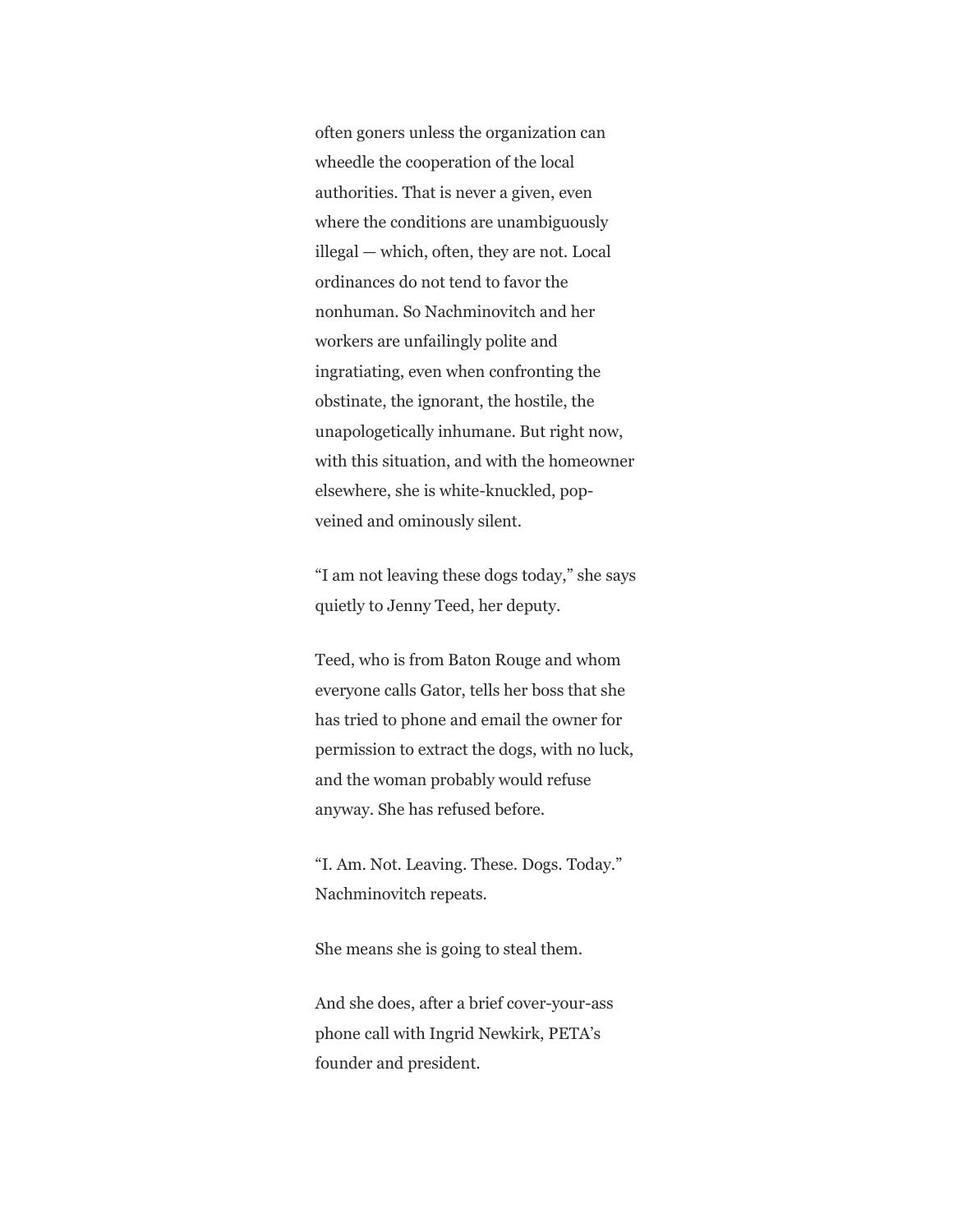often goners unless the organization can wheedle the cooperation of the local authorities. That is never a given, even where the conditions are unambiguously illegal — which, often, they are not. Local ordinances do not tend to favor the nonhuman. So Nachminovitch and her workers are unfailingly polite and ingratiating, even when confronting the obstinate, the ignorant, the hostile, the unapologetically inhumane. But right now, with this situation, and with the homeowner elsewhere, she is white-knuckled, pop-veined and ominously silent.

"I am not leaving these dogs today," she says quietly to Jenny Teed, her deputy.

Teed, who is from Baton Rouge and whom everyone calls Gator, tells her boss that she has tried to phone and email the owner for permission to extract the dogs, with no luck, and the woman probably would refuse anyway. She has refused before.

"I. Am. Not. Leaving. These. Dogs. Today." Nachminovitch repeats.

She means she is going to steal them.

And she does, after a brief cover-your-ass phone call with Ingrid Newkirk, PETA's founder and president.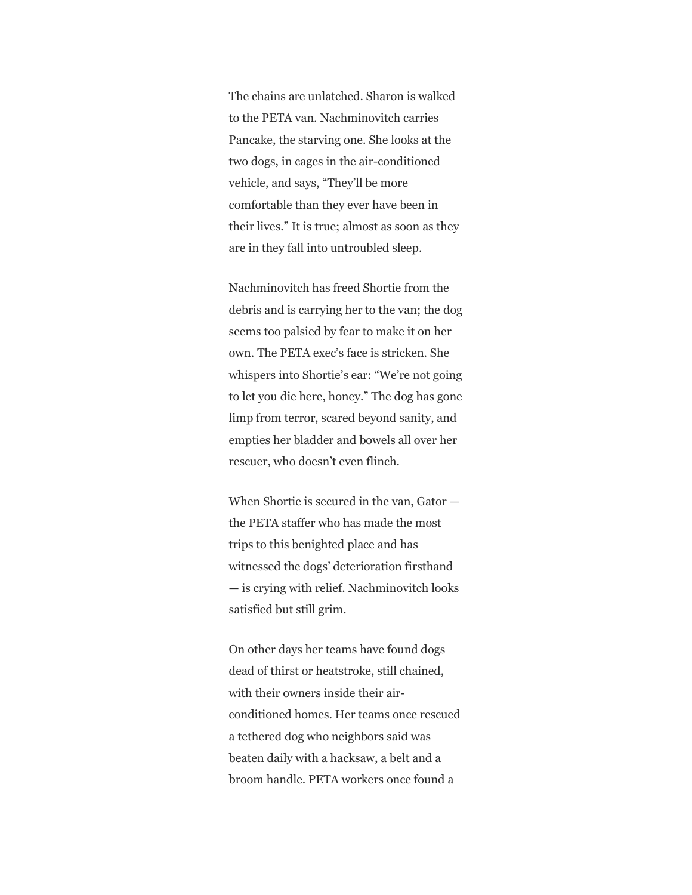The chains are unlatched. Sharon is walked to the PETA van. Nachminovitch carries Pancake, the starving one. She looks at the two dogs, in cages in the air-conditioned vehicle, and says, "They'll be more comfortable than they ever have been in their lives." It is true; almost as soon as they are in they fall into untroubled sleep.

Nachminovitch has freed Shortie from the debris and is carrying her to the van; the dog seems too palsied by fear to make it on her own. The PETA exec's face is stricken. She whispers into Shortie's ear: "We're not going to let you die here, honey." The dog has gone limp from terror, scared beyond sanity, and empties her bladder and bowels all over her rescuer, who doesn't even flinch.

When Shortie is secured in the van, Gator — the PETA staffer who has made the most trips to this benighted place and has witnessed the dogs' deterioration firsthand — is crying with relief. Nachminovitch looks satisfied but still grim.

On other days her teams have found dogs dead of thirst or heatstroke, still chained, with their owners inside their air-conditioned homes. Her teams once rescued a tethered dog who neighbors said was beaten daily with a hacksaw, a belt and a broom handle. PETA workers once found a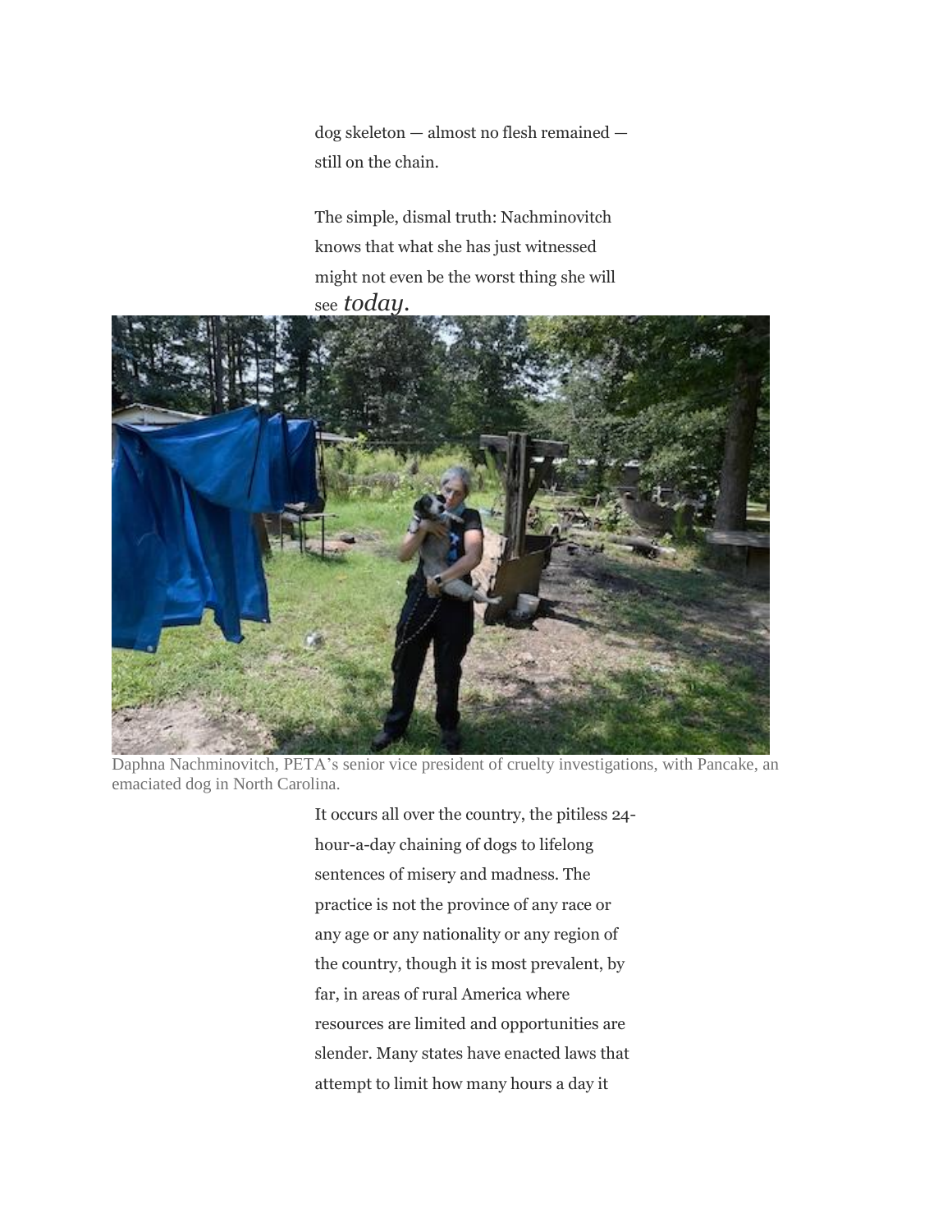dog skeleton — almost no flesh remained — still on the chain.

The simple, dismal truth: Nachminovitch knows that what she has just witnessed might not even be the worst thing she will see *today.*

Daphna Nachminovitch, PETA's senior vice president of cruelty investigations, with Pancake, an emaciated dog in North Carolina.

It occurs all over the country, the pitiless 24-hour-a-day chaining of dogs to lifelong sentences of misery and madness. The practice is not the province of any race or any age or any nationality or any region of the country, though it is most prevalent, by far, in areas of rural America where resources are limited and opportunities are slender. Many states have enacted laws that attempt to limit how many hours a day it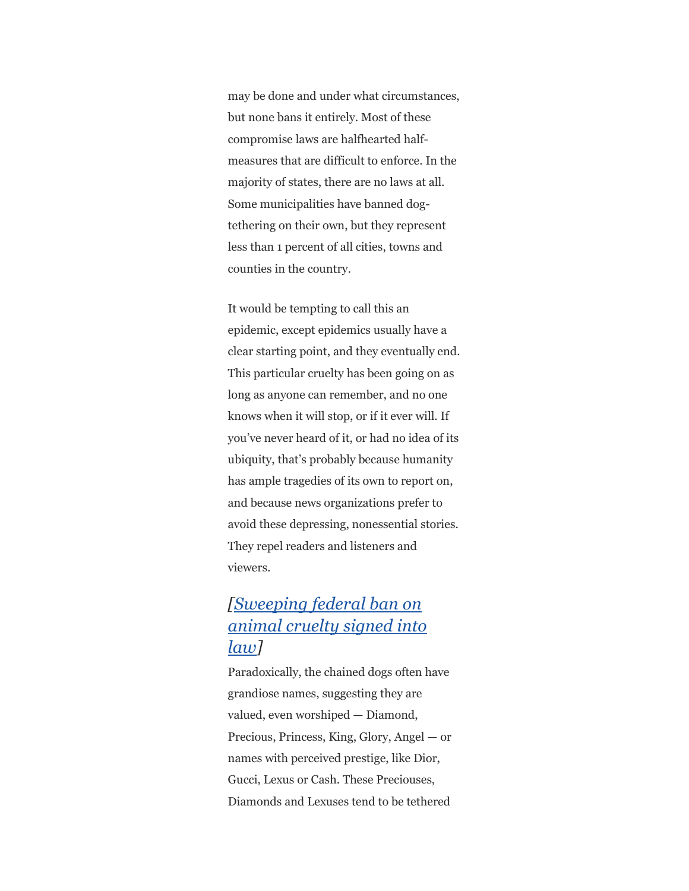may be done and under what circumstances, but none bans it entirely. Most of these compromise laws are halfhearted half-measures that are difficult to enforce. In the majority of states, there are no laws at all. Some municipalities have banned dog-tethering on their own, but they represent less than 1 percent of all cities, towns and counties in the country.

It would be tempting to call this an epidemic, except epidemics usually have a clear starting point, and they eventually end. This particular cruelty has been going on as long as anyone can remember, and no one knows when it will stop, or if it ever will. If you've never heard of it, or had no idea of its ubiquity, that's probably because humanity has ample tragedies of its own to report on, and because news organizations prefer to avoid these depressing, nonessential stories. They repel readers and listeners and viewers.

*[Sweeping federal ban on animal cruelty signed into law]*

Paradoxically, the chained dogs often have grandiose names, suggesting they are valued, even worshiped — Diamond, Precious, Princess, King, Glory, Angel — or names with perceived prestige, like Dior, Gucci, Lexus or Cash. These Preciouses, Diamonds and Lexuses tend to be tethered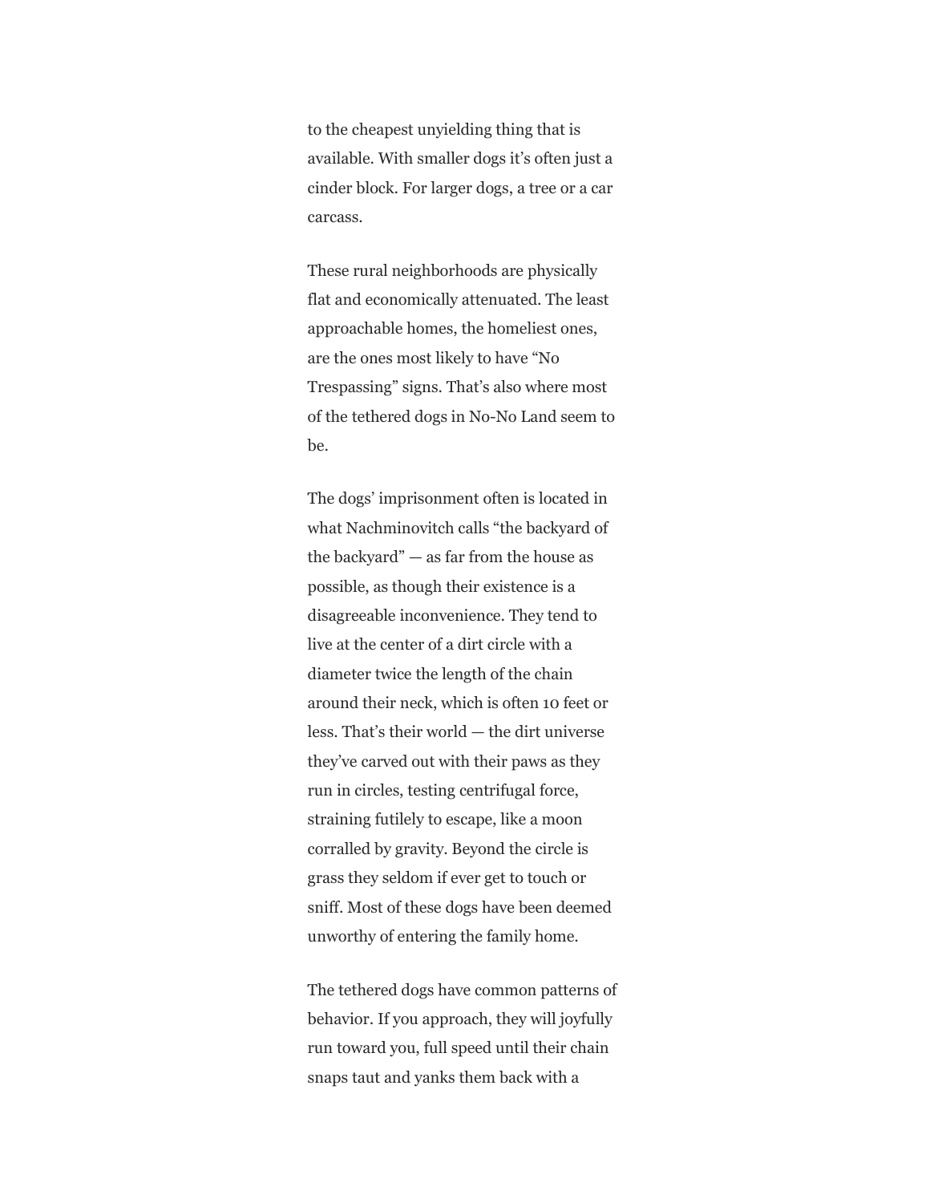to the cheapest unyielding thing that is available. With smaller dogs it's often just a cinder block. For larger dogs, a tree or a car carcass.

These rural neighborhoods are physically flat and economically attenuated. The least approachable homes, the homeliest ones, are the ones most likely to have "No Trespassing" signs. That's also where most of the tethered dogs in No-No Land seem to be.

The dogs' imprisonment often is located in what Nachminovitch calls "the backyard of the backyard" — as far from the house as possible, as though their existence is a disagreeable inconvenience. They tend to live at the center of a dirt circle with a diameter twice the length of the chain around their neck, which is often 10 feet or less. That's their world — the dirt universe they've carved out with their paws as they run in circles, testing centrifugal force, straining futilely to escape, like a moon corralled by gravity. Beyond the circle is grass they seldom if ever get to touch or sniff. Most of these dogs have been deemed unworthy of entering the family home.

The tethered dogs have common patterns of behavior. If you approach, they will joyfully run toward you, full speed until their chain snaps taut and yanks them back with a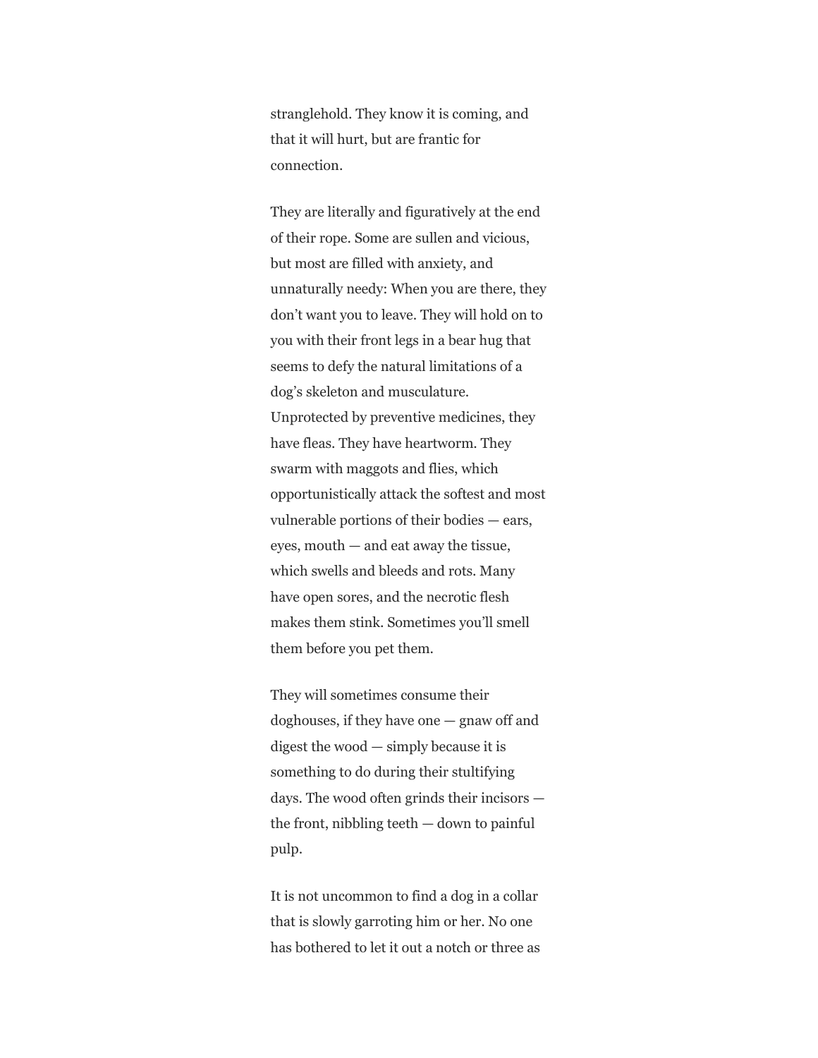stranglehold. They know it is coming, and that it will hurt, but are frantic for connection.

They are literally and figuratively at the end of their rope. Some are sullen and vicious, but most are filled with anxiety, and unnaturally needy: When you are there, they don't want you to leave. They will hold on to you with their front legs in a bear hug that seems to defy the natural limitations of a dog's skeleton and musculature. Unprotected by preventive medicines, they have fleas. They have heartworm. They swarm with maggots and flies, which opportunistically attack the softest and most vulnerable portions of their bodies — ears, eyes, mouth — and eat away the tissue, which swells and bleeds and rots. Many have open sores, and the necrotic flesh makes them stink. Sometimes you'll smell them before you pet them.

They will sometimes consume their doghouses, if they have one — gnaw off and digest the wood — simply because it is something to do during their stultifying days. The wood often grinds their incisors — the front, nibbling teeth — down to painful pulp.

It is not uncommon to find a dog in a collar that is slowly garroting him or her. No one has bothered to let it out a notch or three as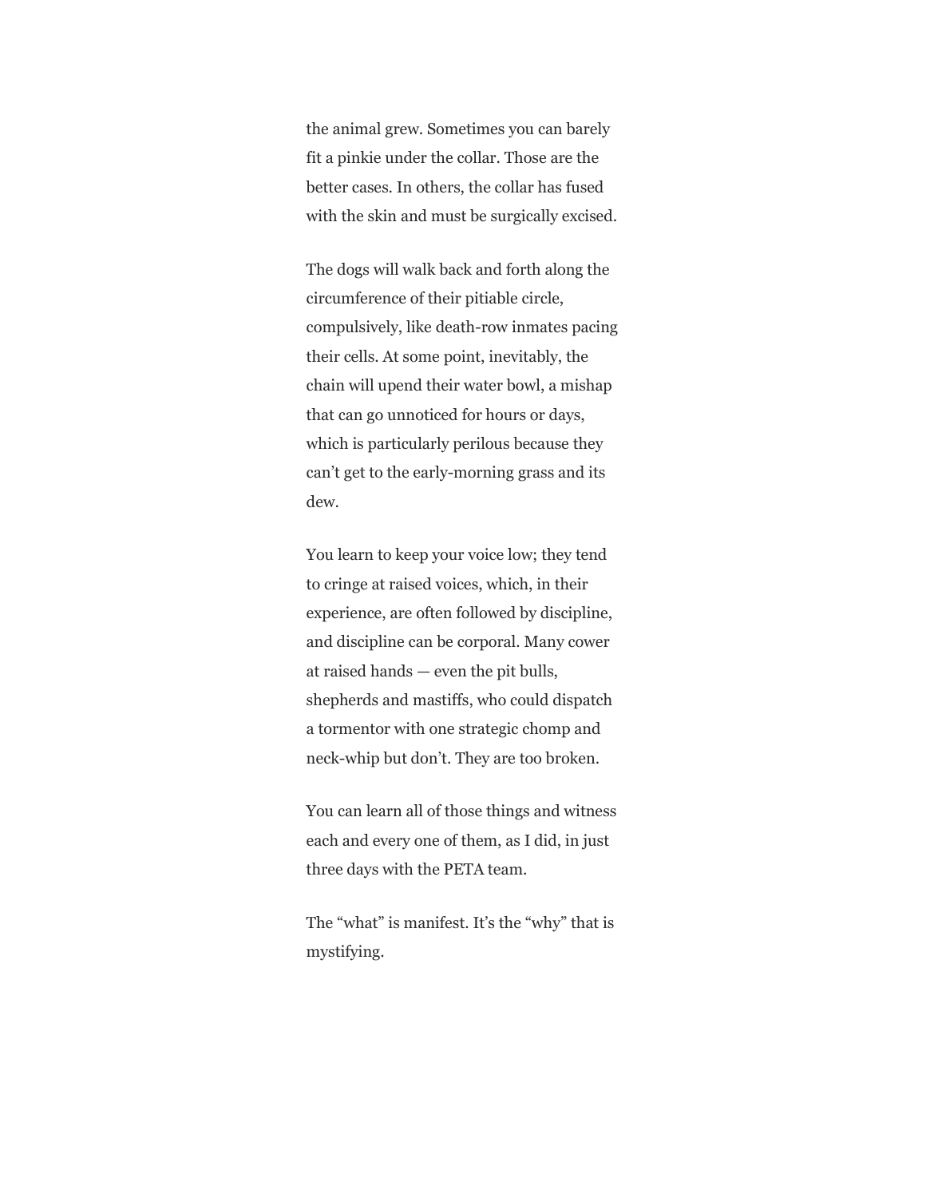the animal grew. Sometimes you can barely fit a pinkie under the collar. Those are the better cases. In others, the collar has fused with the skin and must be surgically excised.

The dogs will walk back and forth along the circumference of their pitiable circle, compulsively, like death-row inmates pacing their cells. At some point, inevitably, the chain will upend their water bowl, a mishap that can go unnoticed for hours or days, which is particularly perilous because they can’t get to the early-morning grass and its dew.

You learn to keep your voice low; they tend to cringe at raised voices, which, in their experience, are often followed by discipline, and discipline can be corporal. Many cower at raised hands — even the pit bulls, shepherds and mastiffs, who could dispatch a tormentor with one strategic chomp and neck-whip but don’t. They are too broken.

You can learn all of those things and witness each and every one of them, as I did, in just three days with the PETA team.

The “what” is manifest. It’s the “why” that is mystifying.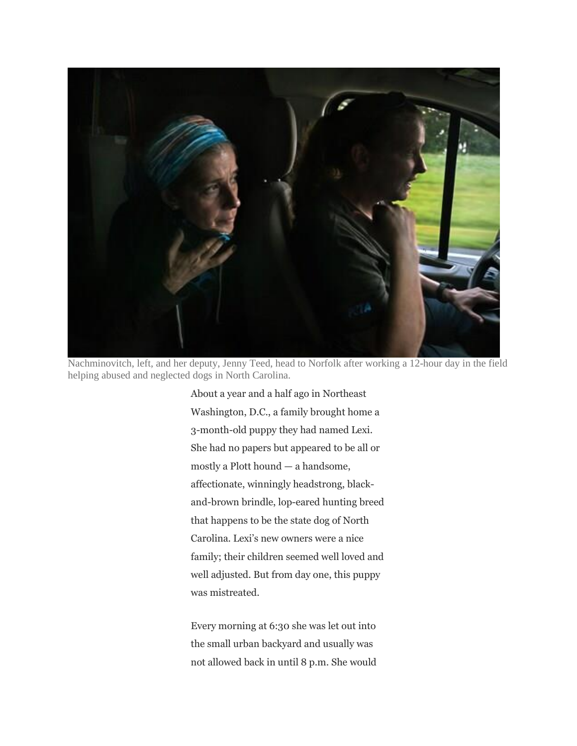Nachminovitch, left, and her deputy, Jenny Teed, head to Norfolk after working a 12-hour day in the field helping abused and neglected dogs in North Carolina.

About a year and a half ago in Northeast Washington, D.C., a family brought home a 3-month-old puppy they had named Lexi. She had no papers but appeared to be all or mostly a Plott hound — a handsome, affectionate, winningly headstrong, black-and-brown brindle, lop-eared hunting breed that happens to be the state dog of North Carolina. Lexi's new owners were a nice family; their children seemed well loved and well adjusted. But from day one, this puppy was mistreated.

Every morning at 6:30 she was let out into the small urban backyard and usually was not allowed back in until 8 p.m. She would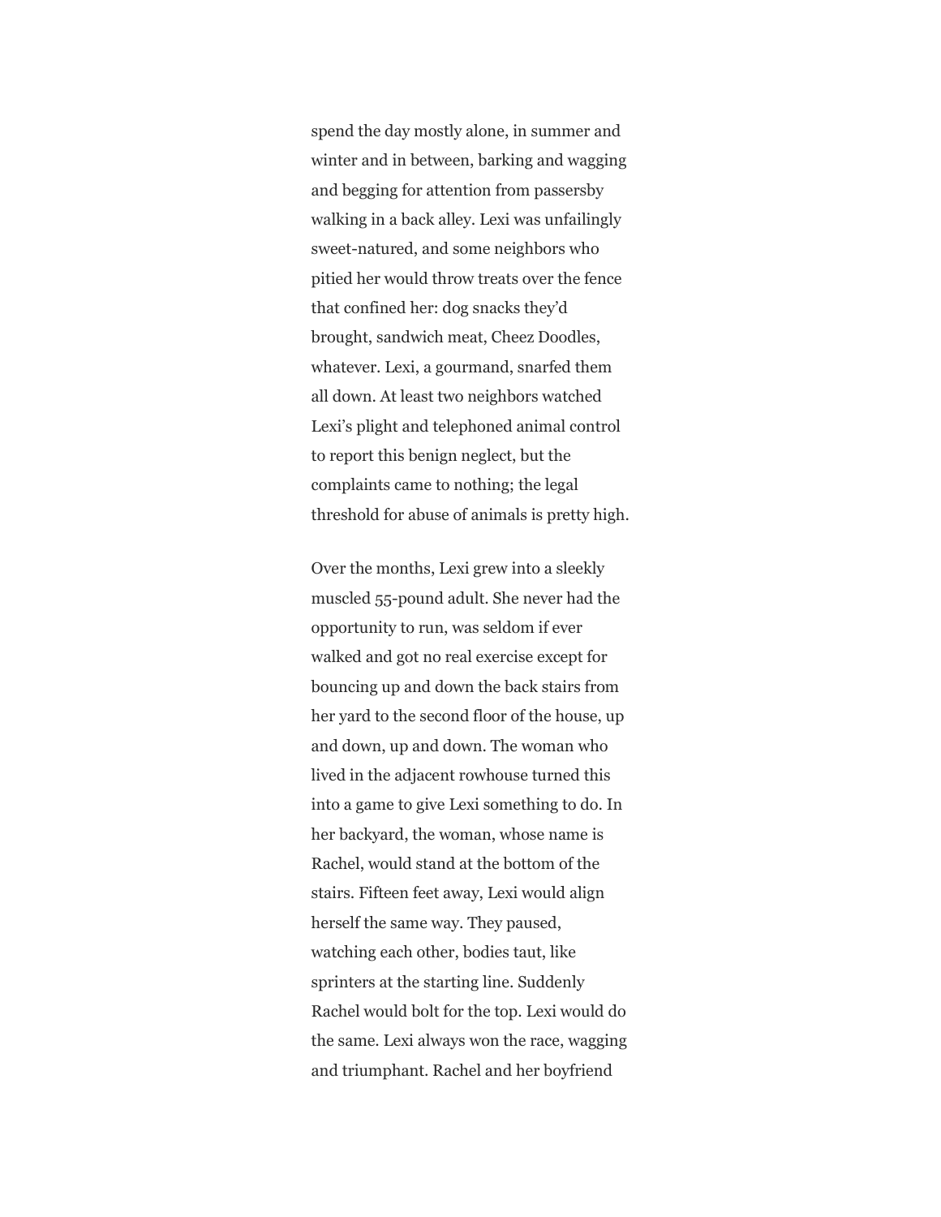spend the day mostly alone, in summer and winter and in between, barking and wagging and begging for attention from passersby walking in a back alley. Lexi was unfailingly sweet-natured, and some neighbors who pitied her would throw treats over the fence that confined her: dog snacks they'd brought, sandwich meat, Cheez Doodles, whatever. Lexi, a gourmand, snarfed them all down. At least two neighbors watched Lexi's plight and telephoned animal control to report this benign neglect, but the complaints came to nothing; the legal threshold for abuse of animals is pretty high.

Over the months, Lexi grew into a sleekly muscled 55-pound adult. She never had the opportunity to run, was seldom if ever walked and got no real exercise except for bouncing up and down the back stairs from her yard to the second floor of the house, up and down, up and down. The woman who lived in the adjacent rowhouse turned this into a game to give Lexi something to do. In her backyard, the woman, whose name is Rachel, would stand at the bottom of the stairs. Fifteen feet away, Lexi would align herself the same way. They paused, watching each other, bodies taut, like sprinters at the starting line. Suddenly Rachel would bolt for the top. Lexi would do the same. Lexi always won the race, wagging and triumphant. Rachel and her boyfriend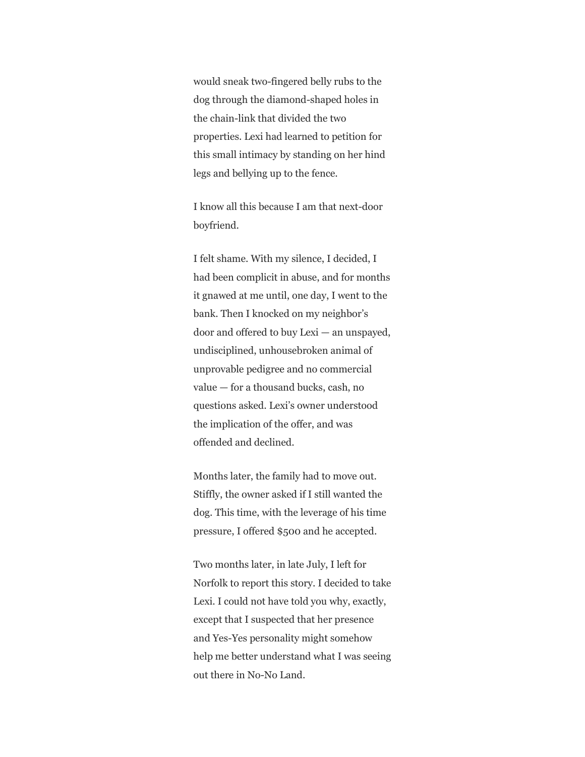would sneak two-fingered belly rubs to the dog through the diamond-shaped holes in the chain-link that divided the two properties. Lexi had learned to petition for this small intimacy by standing on her hind legs and bellying up to the fence.

I know all this because I am that next-door boyfriend.

I felt shame. With my silence, I decided, I had been complicit in abuse, and for months it gnawed at me until, one day, I went to the bank. Then I knocked on my neighbor's door and offered to buy Lexi — an unspayed, undisciplined, unhousebroken animal of unprovable pedigree and no commercial value — for a thousand bucks, cash, no questions asked. Lexi's owner understood the implication of the offer, and was offended and declined.

Months later, the family had to move out. Stiffly, the owner asked if I still wanted the dog. This time, with the leverage of his time pressure, I offered $500 and he accepted.

Two months later, in late July, I left for Norfolk to report this story. I decided to take Lexi. I could not have told you why, exactly, except that I suspected that her presence and Yes-Yes personality might somehow help me better understand what I was seeing out there in No-No Land.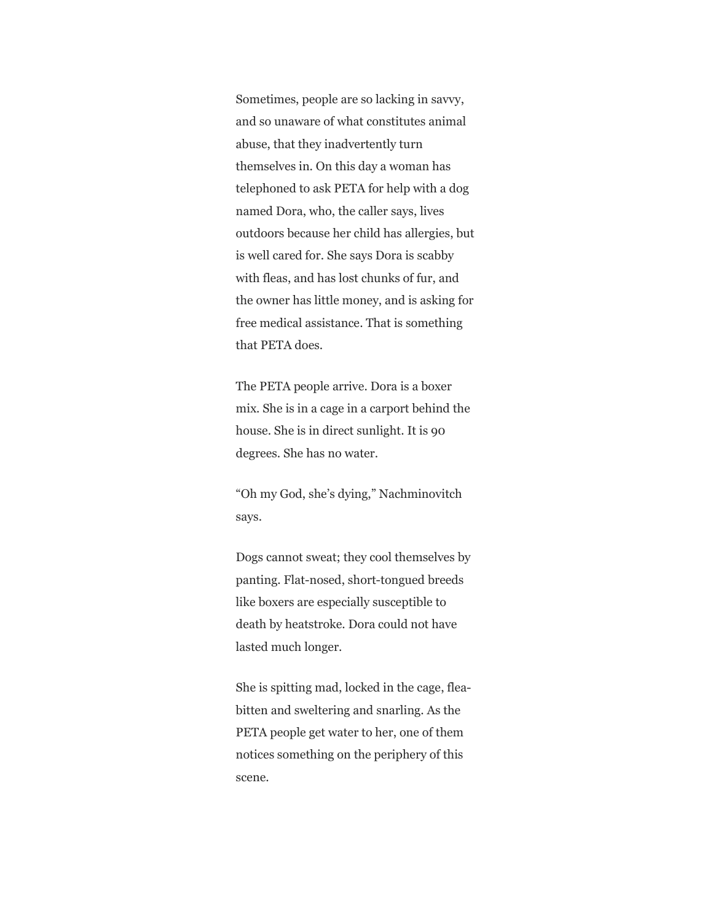Sometimes, people are so lacking in savvy, and so unaware of what constitutes animal abuse, that they inadvertently turn themselves in. On this day a woman has telephoned to ask PETA for help with a dog named Dora, who, the caller says, lives outdoors because her child has allergies, but is well cared for. She says Dora is scabby with fleas, and has lost chunks of fur, and the owner has little money, and is asking for free medical assistance. That is something that PETA does.

The PETA people arrive. Dora is a boxer mix. She is in a cage in a carport behind the house. She is in direct sunlight. It is 90 degrees. She has no water.

"Oh my God, she's dying," Nachminovitch says.

Dogs cannot sweat; they cool themselves by panting. Flat-nosed, short-tongued breeds like boxers are especially susceptible to death by heatstroke. Dora could not have lasted much longer.

She is spitting mad, locked in the cage, flea-bitten and sweltering and snarling. As the PETA people get water to her, one of them notices something on the periphery of this scene.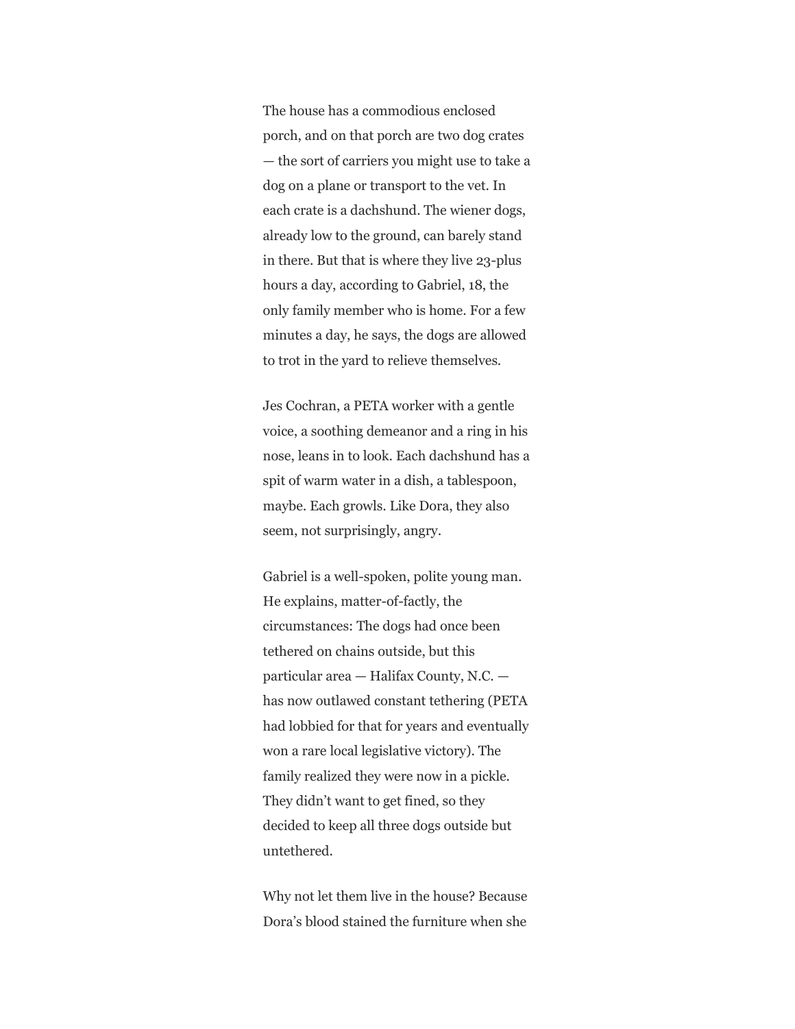The house has a commodious enclosed porch, and on that porch are two dog crates — the sort of carriers you might use to take a dog on a plane or transport to the vet. In each crate is a dachshund. The wiener dogs, already low to the ground, can barely stand in there. But that is where they live 23-plus hours a day, according to Gabriel, 18, the only family member who is home. For a few minutes a day, he says, the dogs are allowed to trot in the yard to relieve themselves.

Jes Cochran, a PETA worker with a gentle voice, a soothing demeanor and a ring in his nose, leans in to look. Each dachshund has a spit of warm water in a dish, a tablespoon, maybe. Each growls. Like Dora, they also seem, not surprisingly, angry.

Gabriel is a well-spoken, polite young man. He explains, matter-of-factly, the circumstances: The dogs had once been tethered on chains outside, but this particular area — Halifax County, N.C. — has now outlawed constant tethering (PETA had lobbied for that for years and eventually won a rare local legislative victory). The family realized they were now in a pickle. They didn't want to get fined, so they decided to keep all three dogs outside but untethered.

Why not let them live in the house? Because Dora's blood stained the furniture when she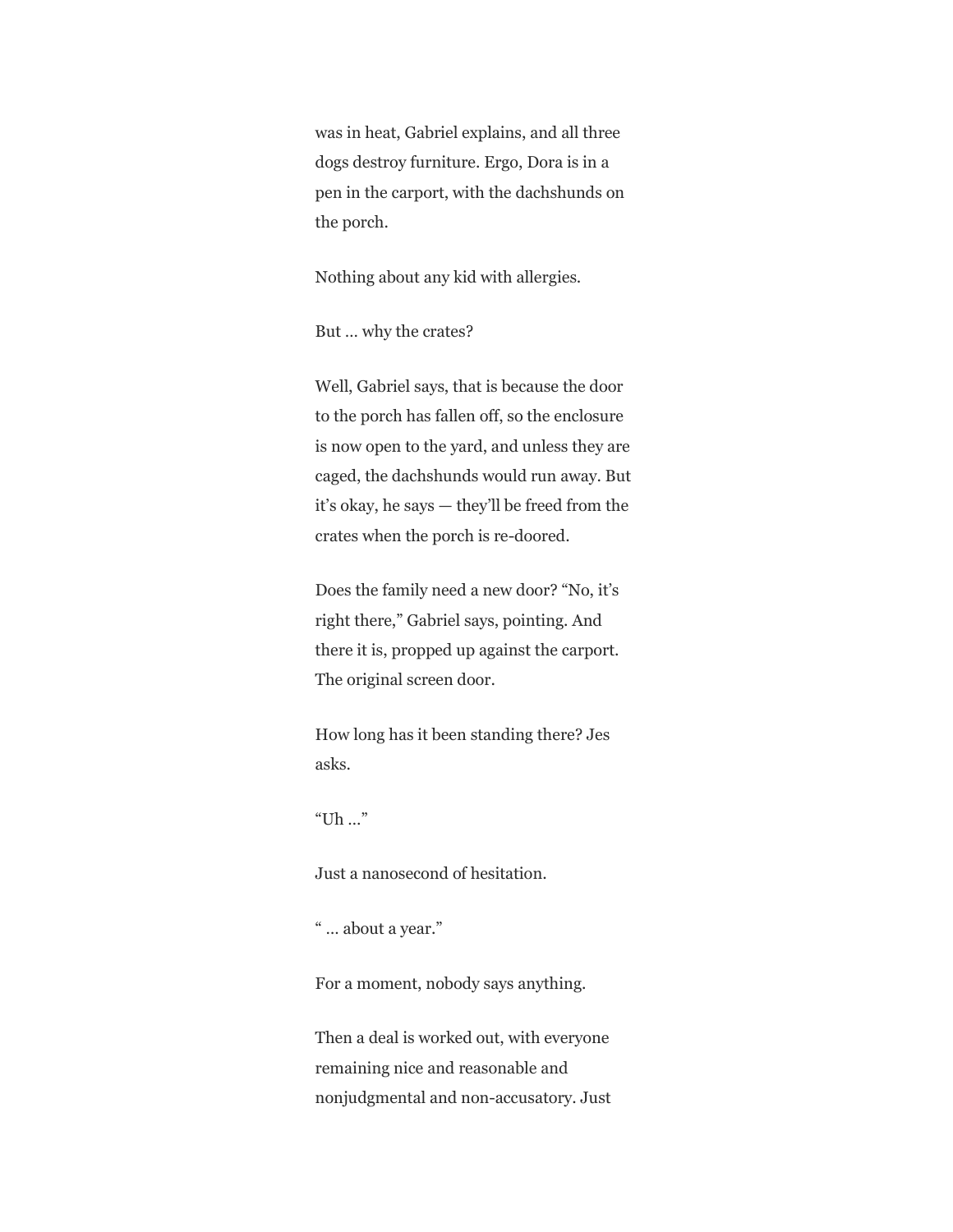was in heat, Gabriel explains, and all three dogs destroy furniture. Ergo, Dora is in a pen in the carport, with the dachshunds on the porch.

Nothing about any kid with allergies.

But … why the crates?

Well, Gabriel says, that is because the door to the porch has fallen off, so the enclosure is now open to the yard, and unless they are caged, the dachshunds would run away. But it's okay, he says — they'll be freed from the crates when the porch is re-doored.

Does the family need a new door? "No, it's right there," Gabriel says, pointing. And there it is, propped up against the carport. The original screen door.

How long has it been standing there? Jes asks.

"Uh …"

Just a nanosecond of hesitation.

" … about a year."

For a moment, nobody says anything.

Then a deal is worked out, with everyone remaining nice and reasonable and nonjudgmental and non-accusatory. Just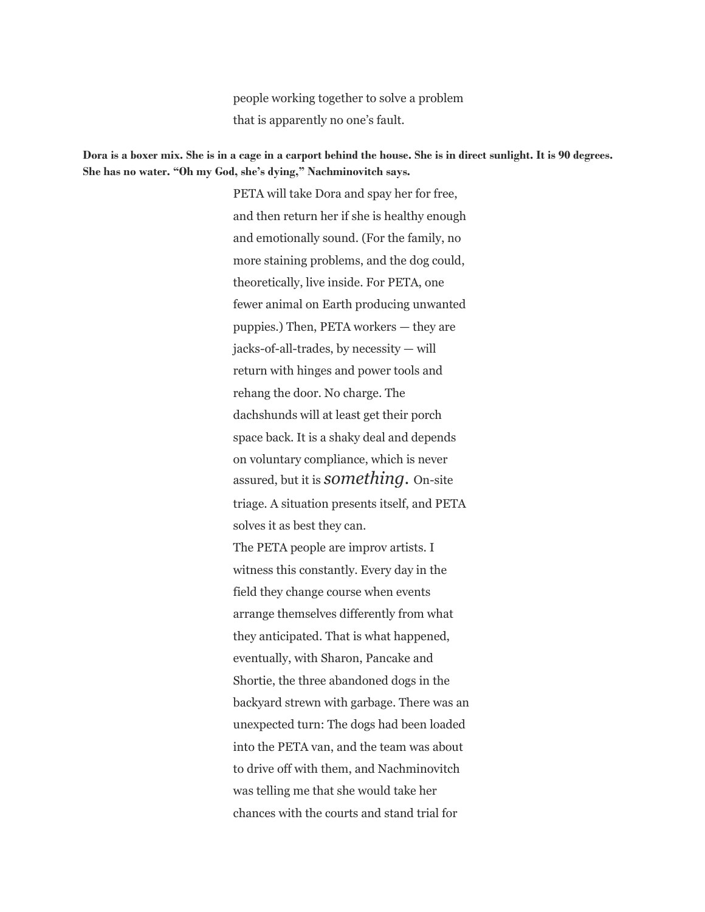people working together to solve a problem that is apparently no one's fault.

**Dora is a boxer mix. She is in a cage in a carport behind the house. She is in direct sunlight. It is 90 degrees. She has no water. "Oh my God, she's dying," Nachminovitch says.**

PETA will take Dora and spay her for free, and then return her if she is healthy enough and emotionally sound. (For the family, no more staining problems, and the dog could, theoretically, live inside. For PETA, one fewer animal on Earth producing unwanted puppies.) Then, PETA workers — they are jacks-of-all-trades, by necessity — will return with hinges and power tools and rehang the door. No charge. The dachshunds will at least get their porch space back. It is a shaky deal and depends on voluntary compliance, which is never assured, but it is *something.* On-site triage. A situation presents itself, and PETA solves it as best they can.

The PETA people are improv artists. I witness this constantly. Every day in the field they change course when events arrange themselves differently from what they anticipated. That is what happened, eventually, with Sharon, Pancake and Shortie, the three abandoned dogs in the backyard strewn with garbage. There was an unexpected turn: The dogs had been loaded into the PETA van, and the team was about to drive off with them, and Nachminovitch was telling me that she would take her chances with the courts and stand trial for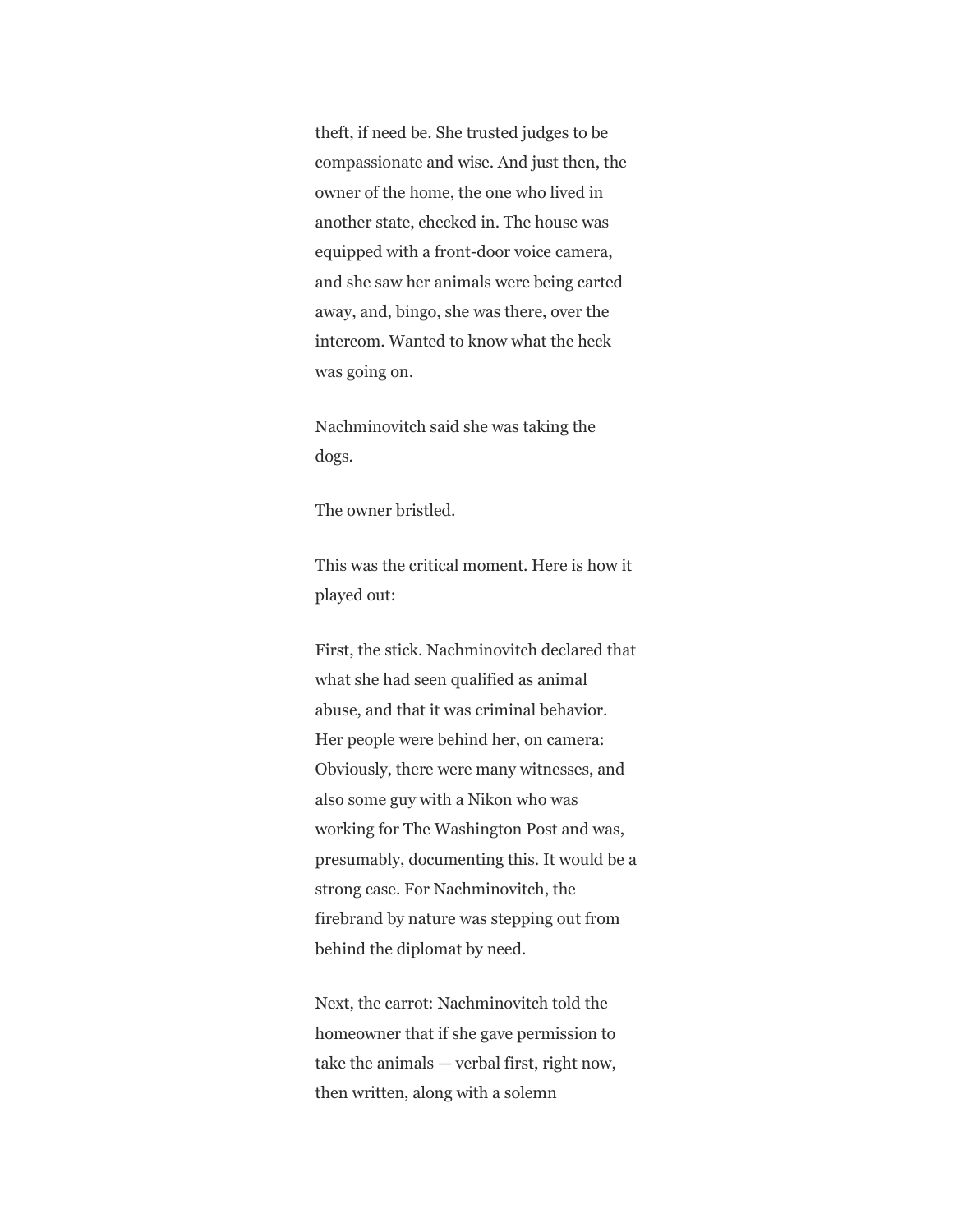theft, if need be. She trusted judges to be compassionate and wise. And just then, the owner of the home, the one who lived in another state, checked in. The house was equipped with a front-door voice camera, and she saw her animals were being carted away, and, bingo, she was there, over the intercom. Wanted to know what the heck was going on.

Nachminovitch said she was taking the dogs.

The owner bristled.

This was the critical moment. Here is how it played out:

First, the stick. Nachminovitch declared that what she had seen qualified as animal abuse, and that it was criminal behavior. Her people were behind her, on camera: Obviously, there were many witnesses, and also some guy with a Nikon who was working for The Washington Post and was, presumably, documenting this. It would be a strong case. For Nachminovitch, the firebrand by nature was stepping out from behind the diplomat by need.

Next, the carrot: Nachminovitch told the homeowner that if she gave permission to take the animals — verbal first, right now, then written, along with a solemn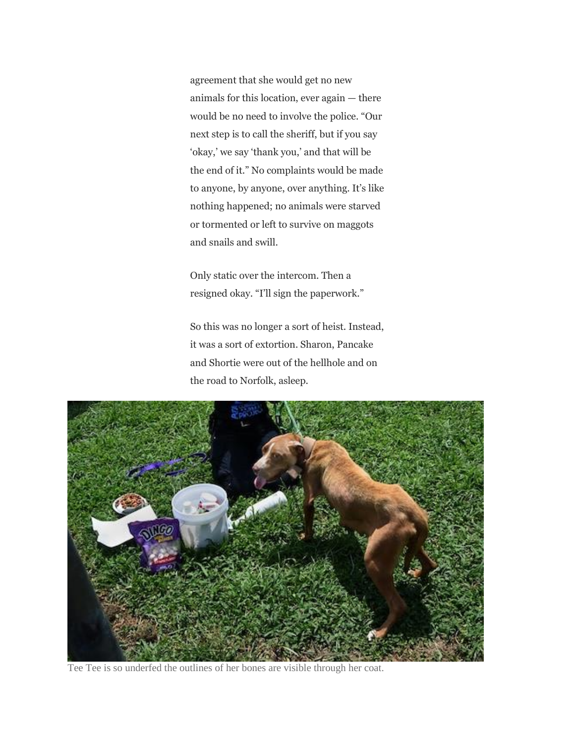agreement that she would get no new animals for this location, ever again — there would be no need to involve the police. “Our next step is to call the sheriff, but if you say ‘okay,’ we say ‘thank you,’ and that will be the end of it.” No complaints would be made to anyone, by anyone, over anything. It’s like nothing happened; no animals were starved or tormented or left to survive on maggots and snails and swill.

Only static over the intercom. Then a resigned okay. “I’ll sign the paperwork.”

So this was no longer a sort of heist. Instead, it was a sort of extortion. Sharon, Pancake and Shortie were out of the hellhole and on the road to Norfolk, asleep.

Tee Tee is so underfed the outlines of her bones are visible through her coat.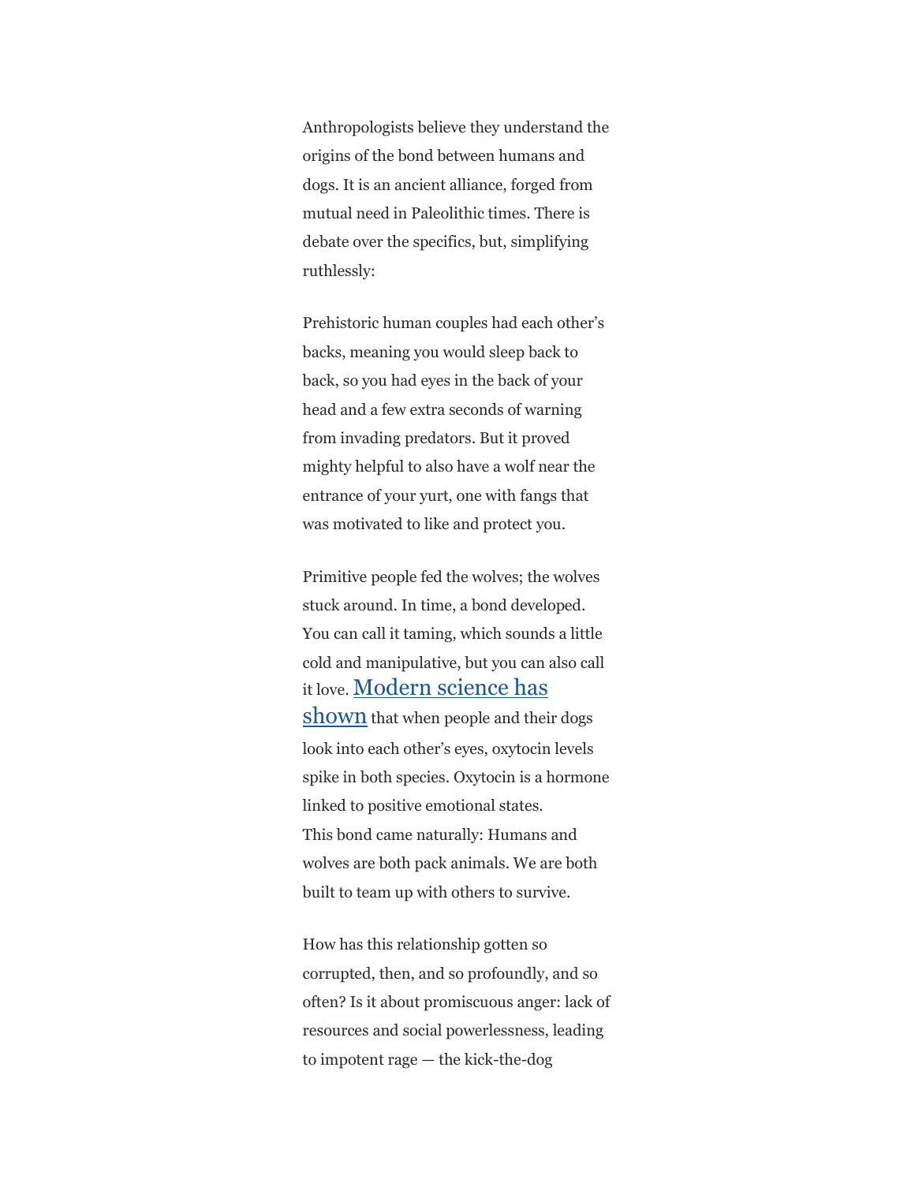Anthropologists believe they understand the origins of the bond between humans and dogs. It is an ancient alliance, forged from mutual need in Paleolithic times. There is debate over the specifics, but, simplifying ruthlessly:

Prehistoric human couples had each other's backs, meaning you would sleep back to back, so you had eyes in the back of your head and a few extra seconds of warning from invading predators. But it proved mighty helpful to also have a wolf near the entrance of your yurt, one with fangs that was motivated to like and protect you.

Primitive people fed the wolves; the wolves stuck around. In time, a bond developed. You can call it taming, which sounds a little cold and manipulative, but you can also call it love. Modern science has shown that when people and their dogs look into each other's eyes, oxytocin levels spike in both species. Oxytocin is a hormone linked to positive emotional states.
This bond came naturally: Humans and wolves are both pack animals. We are both built to team up with others to survive.

How has this relationship gotten so corrupted, then, and so profoundly, and so often? Is it about promiscuous anger: lack of resources and social powerlessness, leading to impotent rage — the kick-the-dog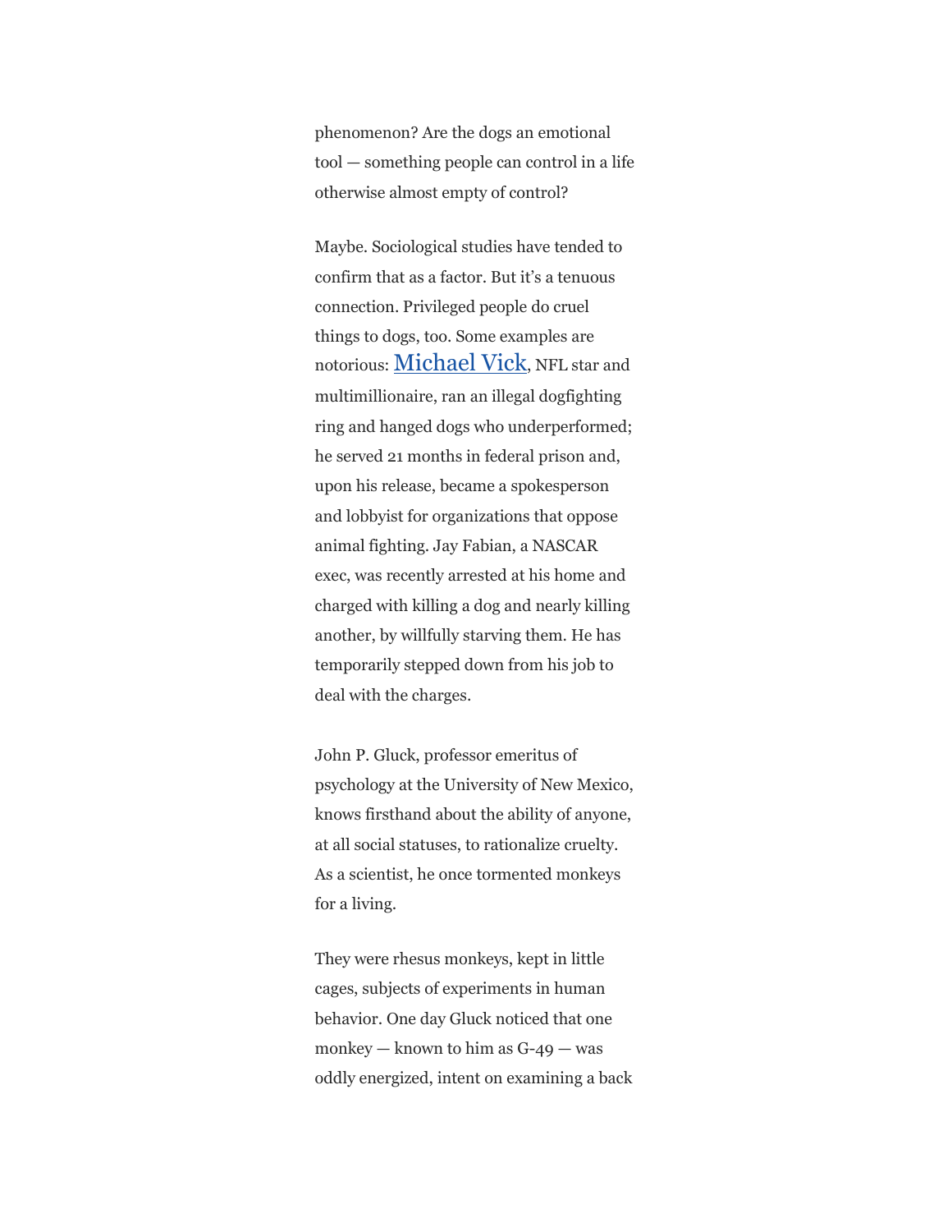phenomenon? Are the dogs an emotional tool — something people can control in a life otherwise almost empty of control?

Maybe. Sociological studies have tended to confirm that as a factor. But it's a tenuous connection. Privileged people do cruel things to dogs, too. Some examples are notorious: Michael Vick, NFL star and multimillionaire, ran an illegal dogfighting ring and hanged dogs who underperformed; he served 21 months in federal prison and, upon his release, became a spokesperson and lobbyist for organizations that oppose animal fighting. Jay Fabian, a NASCAR exec, was recently arrested at his home and charged with killing a dog and nearly killing another, by willfully starving them. He has temporarily stepped down from his job to deal with the charges.

John P. Gluck, professor emeritus of psychology at the University of New Mexico, knows firsthand about the ability of anyone, at all social statuses, to rationalize cruelty. As a scientist, he once tormented monkeys for a living.

They were rhesus monkeys, kept in little cages, subjects of experiments in human behavior. One day Gluck noticed that one monkey — known to him as G-49 — was oddly energized, intent on examining a back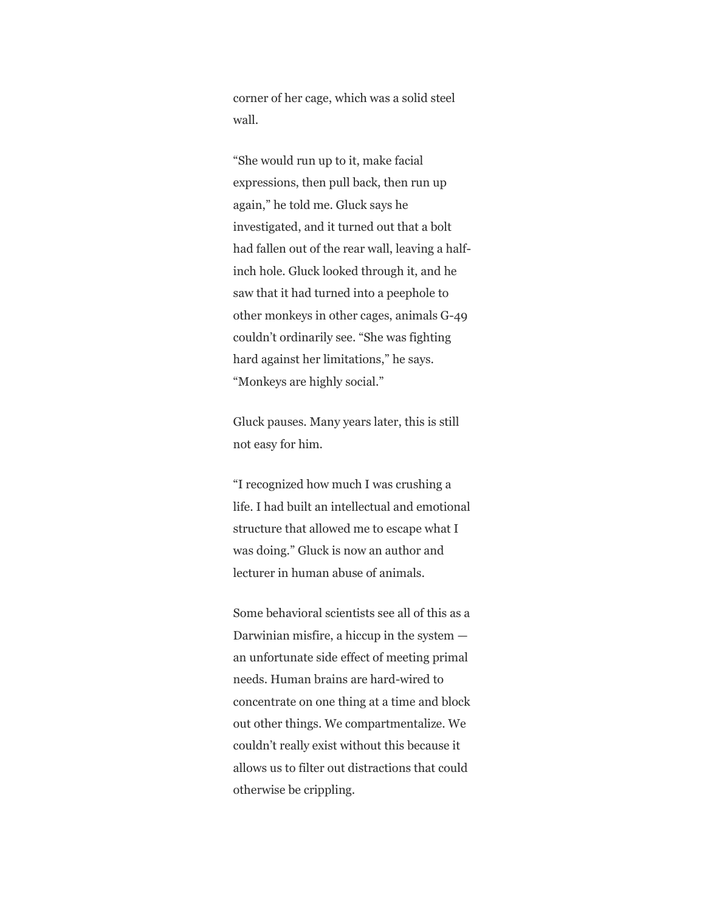corner of her cage, which was a solid steel wall.

“She would run up to it, make facial expressions, then pull back, then run up again,” he told me. Gluck says he investigated, and it turned out that a bolt had fallen out of the rear wall, leaving a half-inch hole. Gluck looked through it, and he saw that it had turned into a peephole to other monkeys in other cages, animals G-49 couldn’t ordinarily see. “She was fighting hard against her limitations,” he says. “Monkeys are highly social.”

Gluck pauses. Many years later, this is still not easy for him.

“I recognized how much I was crushing a life. I had built an intellectual and emotional structure that allowed me to escape what I was doing.” Gluck is now an author and lecturer in human abuse of animals.

Some behavioral scientists see all of this as a Darwinian misfire, a hiccup in the system — an unfortunate side effect of meeting primal needs. Human brains are hard-wired to concentrate on one thing at a time and block out other things. We compartmentalize. We couldn’t really exist without this because it allows us to filter out distractions that could otherwise be crippling.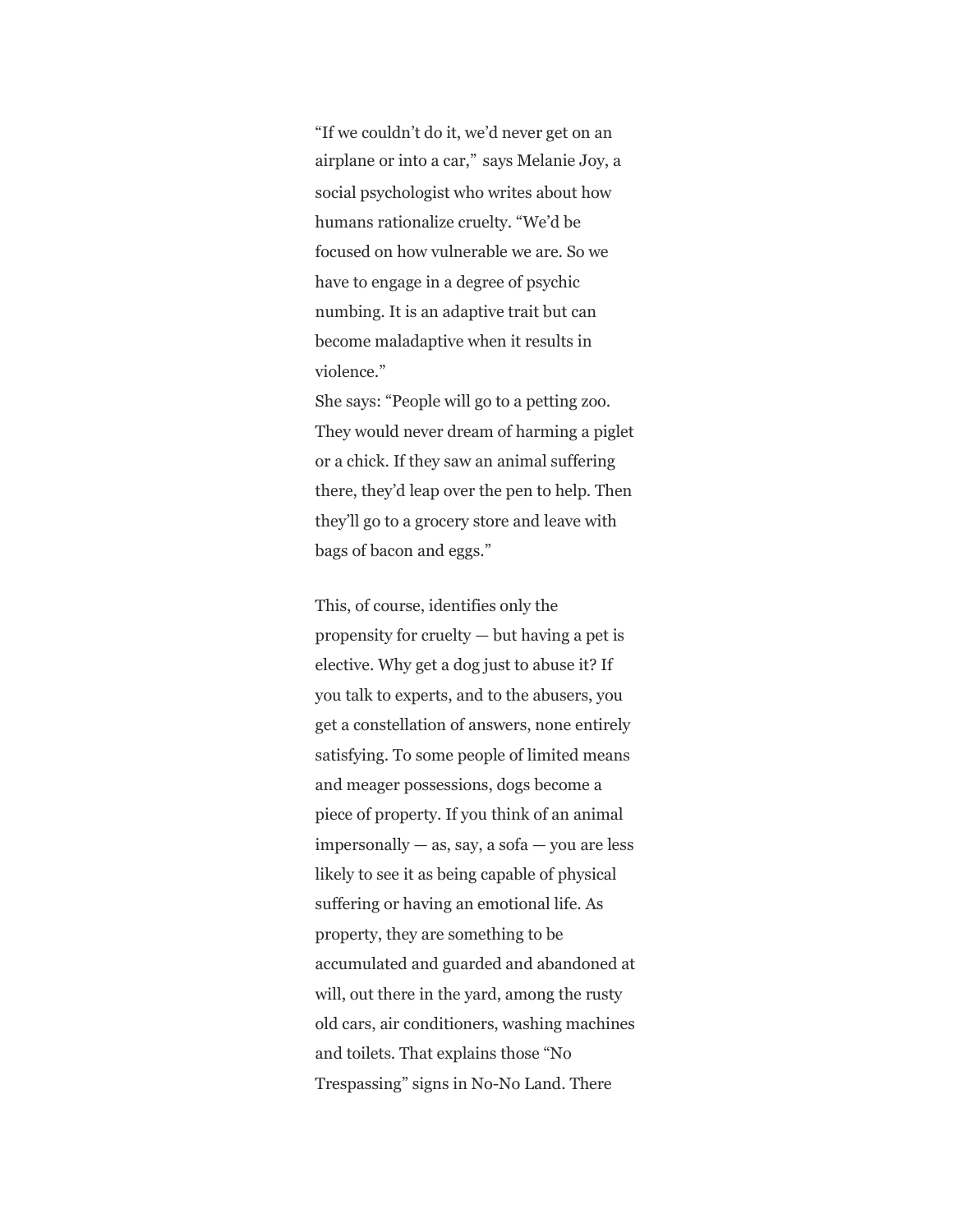"If we couldn't do it, we'd never get on an airplane or into a car," says Melanie Joy, a social psychologist who writes about how humans rationalize cruelty. "We'd be focused on how vulnerable we are. So we have to engage in a degree of psychic numbing. It is an adaptive trait but can become maladaptive when it results in violence."

She says: "People will go to a petting zoo. They would never dream of harming a piglet or a chick. If they saw an animal suffering there, they'd leap over the pen to help. Then they'll go to a grocery store and leave with bags of bacon and eggs."

This, of course, identifies only the propensity for cruelty — but having a pet is elective. Why get a dog just to abuse it? If you talk to experts, and to the abusers, you get a constellation of answers, none entirely satisfying. To some people of limited means and meager possessions, dogs become a piece of property. If you think of an animal impersonally — as, say, a sofa — you are less likely to see it as being capable of physical suffering or having an emotional life. As property, they are something to be accumulated and guarded and abandoned at will, out there in the yard, among the rusty old cars, air conditioners, washing machines and toilets. That explains those "No Trespassing" signs in No-No Land. There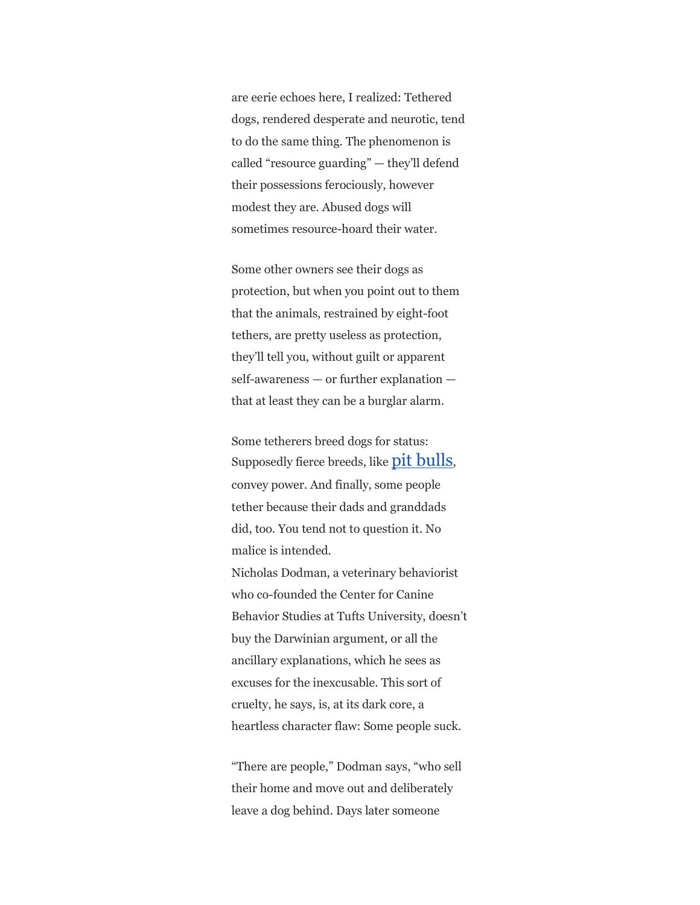are eerie echoes here, I realized: Tethered dogs, rendered desperate and neurotic, tend to do the same thing. The phenomenon is called "resource guarding" — they'll defend their possessions ferociously, however modest they are. Abused dogs will sometimes resource-hoard their water.

Some other owners see their dogs as protection, but when you point out to them that the animals, restrained by eight-foot tethers, are pretty useless as protection, they'll tell you, without guilt or apparent self-awareness — or further explanation — that at least they can be a burglar alarm.

Some tetherers breed dogs for status: Supposedly fierce breeds, like pit bulls, convey power. And finally, some people tether because their dads and granddads did, too. You tend not to question it. No malice is intended.
Nicholas Dodman, a veterinary behaviorist who co-founded the Center for Canine Behavior Studies at Tufts University, doesn't buy the Darwinian argument, or all the ancillary explanations, which he sees as excuses for the inexcusable. This sort of cruelty, he says, is, at its dark core, a heartless character flaw: Some people suck.

"There are people," Dodman says, "who sell their home and move out and deliberately leave a dog behind. Days later someone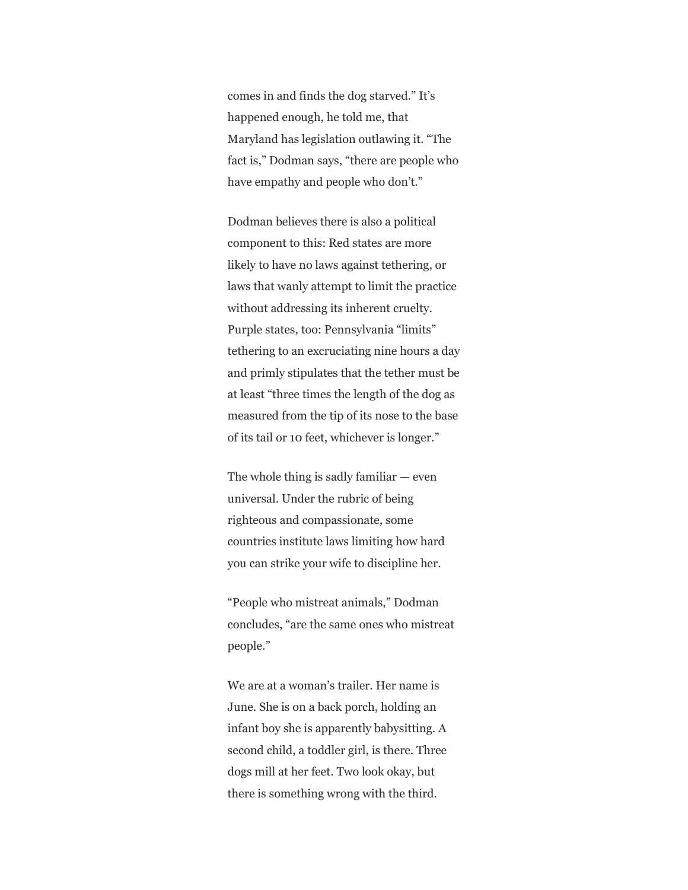comes in and finds the dog starved." It's happened enough, he told me, that Maryland has legislation outlawing it. "The fact is," Dodman says, "there are people who have empathy and people who don't."

Dodman believes there is also a political component to this: Red states are more likely to have no laws against tethering, or laws that wanly attempt to limit the practice without addressing its inherent cruelty. Purple states, too: Pennsylvania "limits" tethering to an excruciating nine hours a day and primly stipulates that the tether must be at least "three times the length of the dog as measured from the tip of its nose to the base of its tail or 10 feet, whichever is longer."

The whole thing is sadly familiar — even universal. Under the rubric of being righteous and compassionate, some countries institute laws limiting how hard you can strike your wife to discipline her.

"People who mistreat animals," Dodman concludes, "are the same ones who mistreat people."

We are at a woman's trailer. Her name is June. She is on a back porch, holding an infant boy she is apparently babysitting. A second child, a toddler girl, is there. Three dogs mill at her feet. Two look okay, but there is something wrong with the third.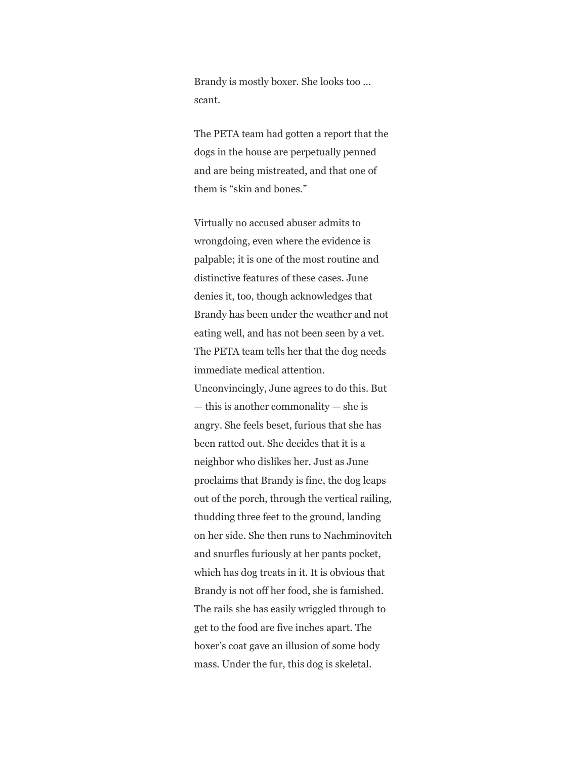Brandy is mostly boxer. She looks too … scant.

The PETA team had gotten a report that the dogs in the house are perpetually penned and are being mistreated, and that one of them is “skin and bones.”

Virtually no accused abuser admits to wrongdoing, even where the evidence is palpable; it is one of the most routine and distinctive features of these cases. June denies it, too, though acknowledges that Brandy has been under the weather and not eating well, and has not been seen by a vet. The PETA team tells her that the dog needs immediate medical attention. Unconvincingly, June agrees to do this. But — this is another commonality — she is angry. She feels beset, furious that she has been ratted out. She decides that it is a neighbor who dislikes her. Just as June proclaims that Brandy is fine, the dog leaps out of the porch, through the vertical railing, thudding three feet to the ground, landing on her side. She then runs to Nachminovitch and snurfles furiously at her pants pocket, which has dog treats in it. It is obvious that Brandy is not off her food, she is famished. The rails she has easily wriggled through to get to the food are five inches apart. The boxer’s coat gave an illusion of some body mass. Under the fur, this dog is skeletal.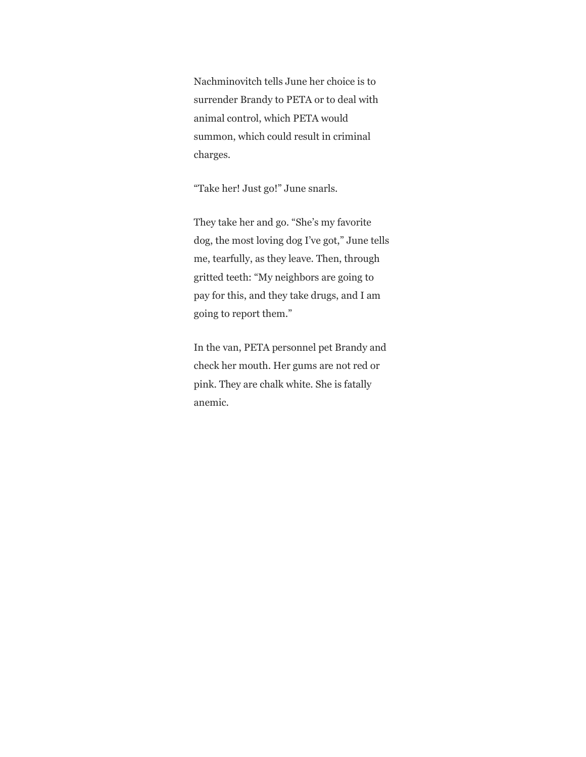Nachminovitch tells June her choice is to surrender Brandy to PETA or to deal with animal control, which PETA would summon, which could result in criminal charges.

“Take her! Just go!” June snarls.

They take her and go. “She’s my favorite dog, the most loving dog I’ve got,” June tells me, tearfully, as they leave. Then, through gritted teeth: “My neighbors are going to pay for this, and they take drugs, and I am going to report them.”

In the van, PETA personnel pet Brandy and check her mouth. Her gums are not red or pink. They are chalk white. She is fatally anemic.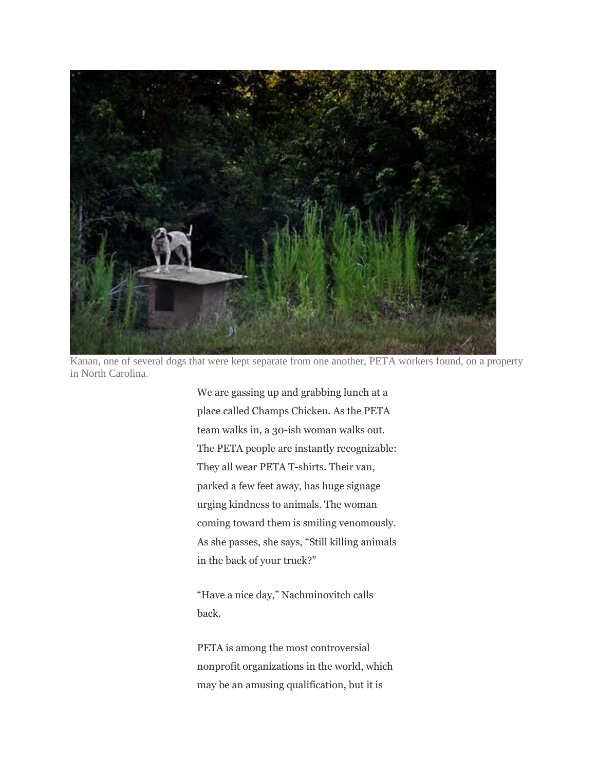Kanan, one of several dogs that were kept separate from one another, PETA workers found, on a property in North Carolina.

We are gassing up and grabbing lunch at a place called Champs Chicken. As the PETA team walks in, a 30-ish woman walks out. The PETA people are instantly recognizable: They all wear PETA T-shirts. Their van, parked a few feet away, has huge signage urging kindness to animals. The woman coming toward them is smiling venomously. As she passes, she says, “Still killing animals in the back of your truck?”

“Have a nice day,” Nachminovitch calls back.

PETA is among the most controversial nonprofit organizations in the world, which may be an amusing qualification, but it is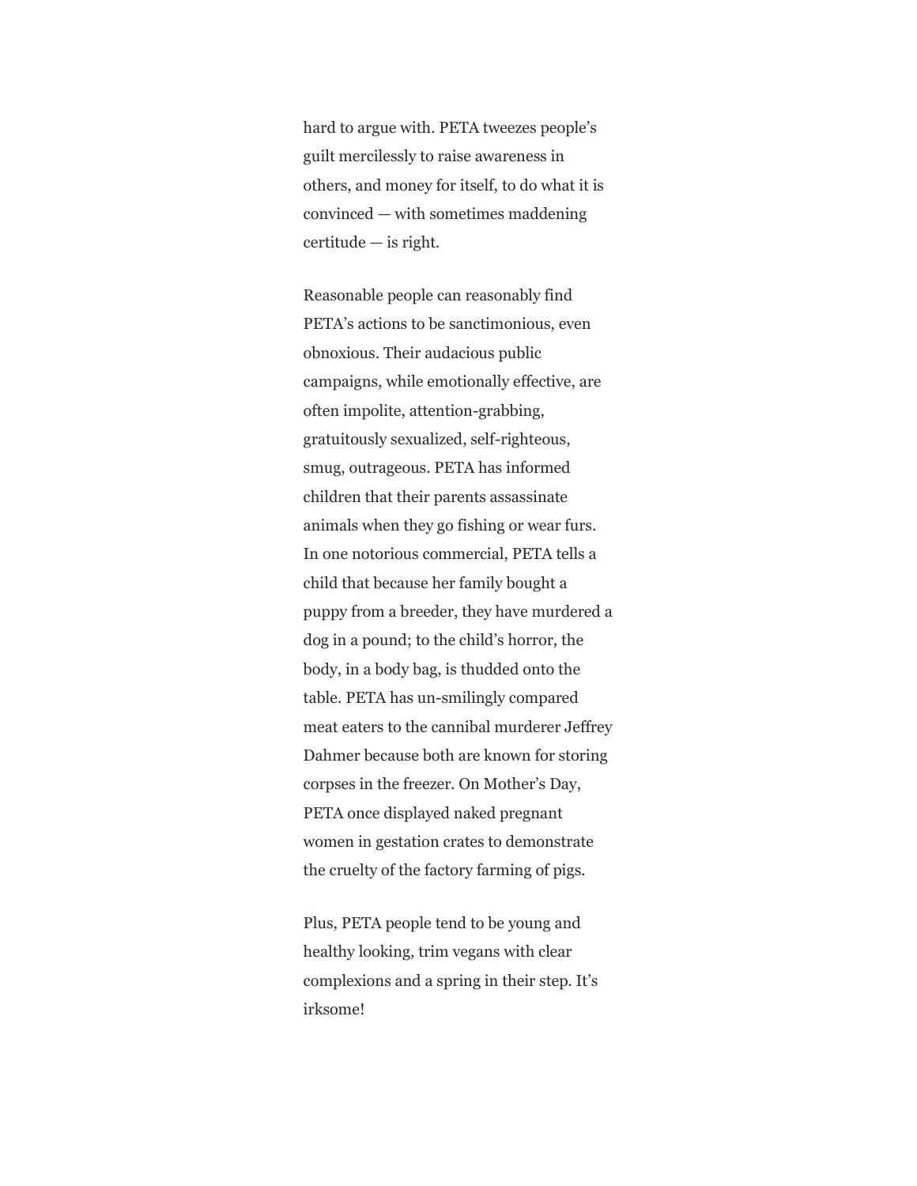hard to argue with. PETA tweezes people's guilt mercilessly to raise awareness in others, and money for itself, to do what it is convinced — with sometimes maddening certitude — is right.

Reasonable people can reasonably find PETA's actions to be sanctimonious, even obnoxious. Their audacious public campaigns, while emotionally effective, are often impolite, attention-grabbing, gratuitously sexualized, self-righteous, smug, outrageous. PETA has informed children that their parents assassinate animals when they go fishing or wear furs. In one notorious commercial, PETA tells a child that because her family bought a puppy from a breeder, they have murdered a dog in a pound; to the child's horror, the body, in a body bag, is thudded onto the table. PETA has un-smilingly compared meat eaters to the cannibal murderer Jeffrey Dahmer because both are known for storing corpses in the freezer. On Mother's Day, PETA once displayed naked pregnant women in gestation crates to demonstrate the cruelty of the factory farming of pigs.

Plus, PETA people tend to be young and healthy looking, trim vegans with clear complexions and a spring in their step. It's irksome!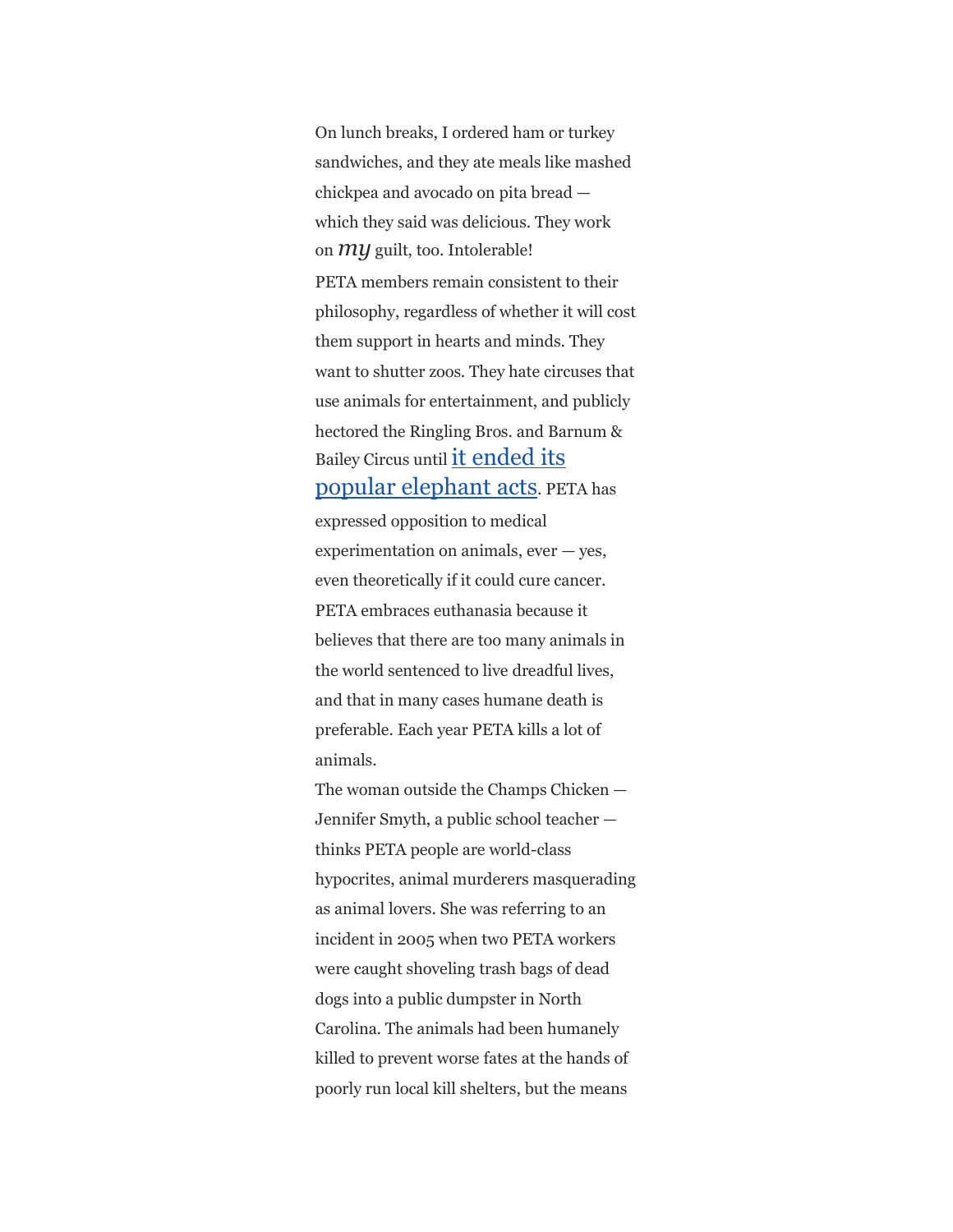On lunch breaks, I ordered ham or turkey sandwiches, and they ate meals like mashed chickpea and avocado on pita bread — which they said was delicious. They work on *my* guilt, too. Intolerable!

PETA members remain consistent to their philosophy, regardless of whether it will cost them support in hearts and minds. They want to shutter zoos. They hate circuses that use animals for entertainment, and publicly hectored the Ringling Bros. and Barnum & Bailey Circus until it ended its popular elephant acts. PETA has expressed opposition to medical experimentation on animals, ever — yes, even theoretically if it could cure cancer. PETA embraces euthanasia because it believes that there are too many animals in the world sentenced to live dreadful lives, and that in many cases humane death is preferable. Each year PETA kills a lot of animals.

The woman outside the Champs Chicken — Jennifer Smyth, a public school teacher — thinks PETA people are world-class hypocrites, animal murderers masquerading as animal lovers. She was referring to an incident in 2005 when two PETA workers were caught shoveling trash bags of dead dogs into a public dumpster in North Carolina. The animals had been humanely killed to prevent worse fates at the hands of poorly run local kill shelters, but the means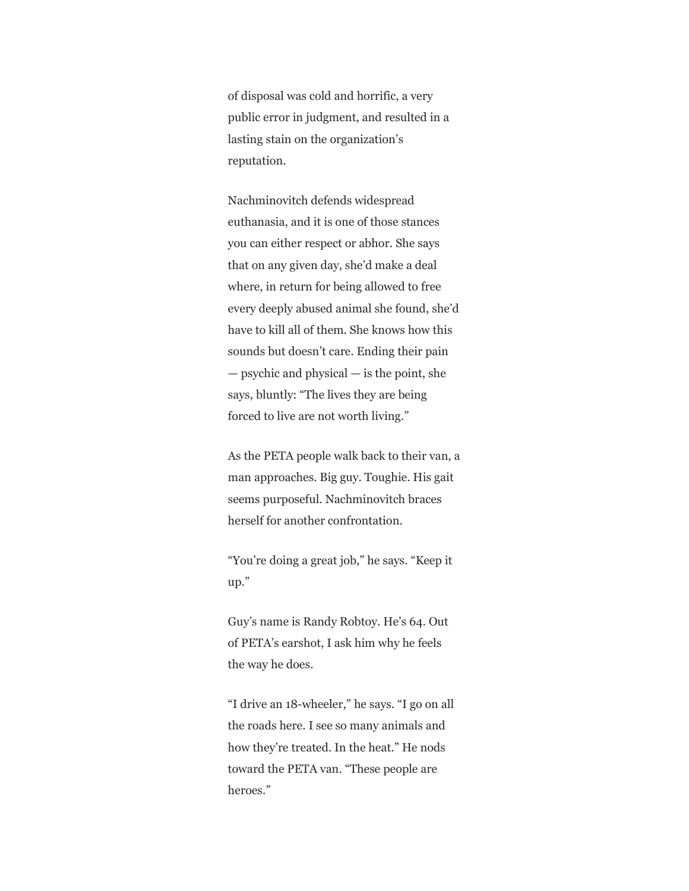of disposal was cold and horrific, a very public error in judgment, and resulted in a lasting stain on the organization's reputation.

Nachminovitch defends widespread euthanasia, and it is one of those stances you can either respect or abhor. She says that on any given day, she'd make a deal where, in return for being allowed to free every deeply abused animal she found, she'd have to kill all of them. She knows how this sounds but doesn't care. Ending their pain — psychic and physical — is the point, she says, bluntly: "The lives they are being forced to live are not worth living."

As the PETA people walk back to their van, a man approaches. Big guy. Toughie. His gait seems purposeful. Nachminovitch braces herself for another confrontation.

"You're doing a great job," he says. "Keep it up."

Guy's name is Randy Robtoy. He's 64. Out of PETA's earshot, I ask him why he feels the way he does.

"I drive an 18-wheeler," he says. "I go on all the roads here. I see so many animals and how they're treated. In the heat." He nods toward the PETA van. "These people are heroes."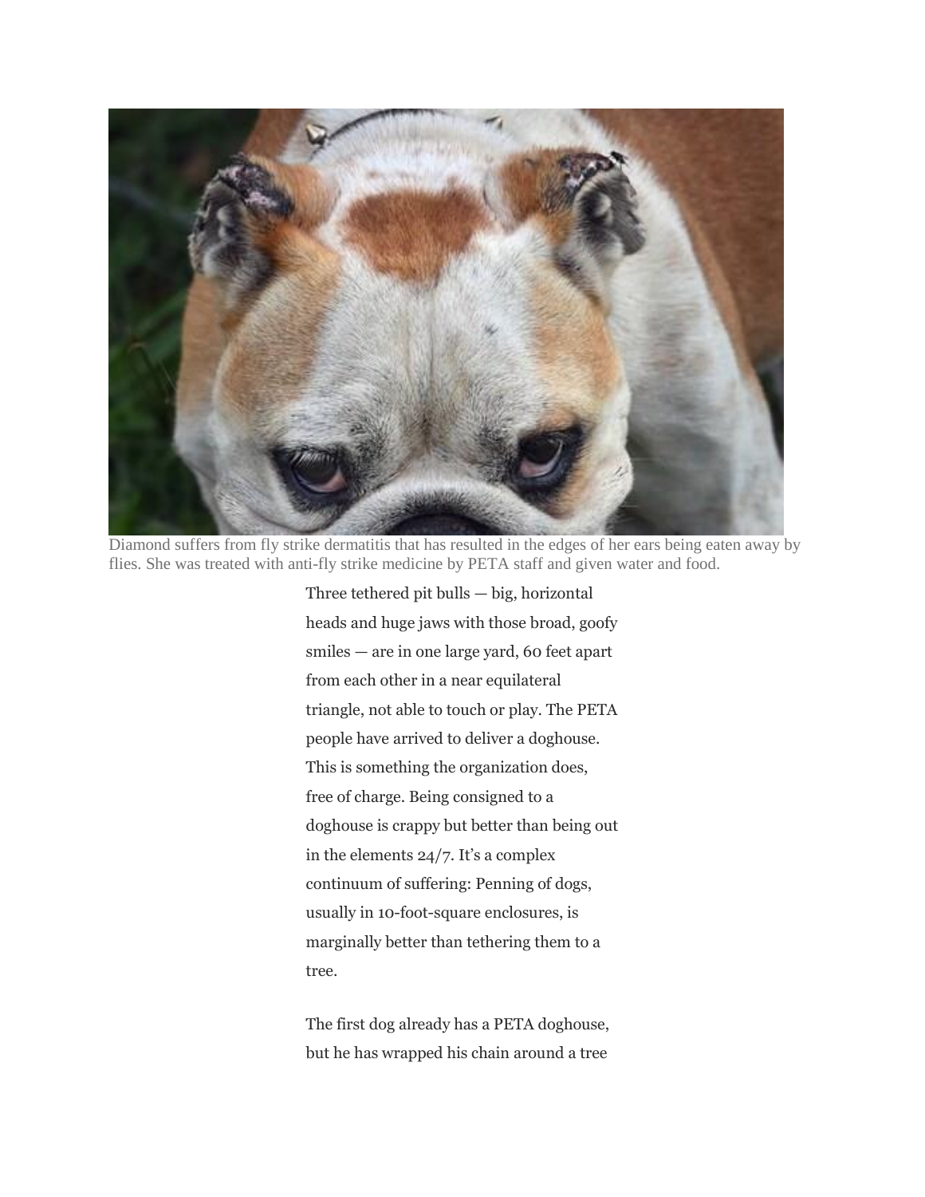Diamond suffers from fly strike dermatitis that has resulted in the edges of her ears being eaten away by flies. She was treated with anti-fly strike medicine by PETA staff and given water and food.

Three tethered pit bulls — big, horizontal heads and huge jaws with those broad, goofy smiles — are in one large yard, 60 feet apart from each other in a near equilateral triangle, not able to touch or play. The PETA people have arrived to deliver a doghouse. This is something the organization does, free of charge. Being consigned to a doghouse is crappy but better than being out in the elements 24/7. It's a complex continuum of suffering: Penning of dogs, usually in 10-foot-square enclosures, is marginally better than tethering them to a tree.

The first dog already has a PETA doghouse, but he has wrapped his chain around a tree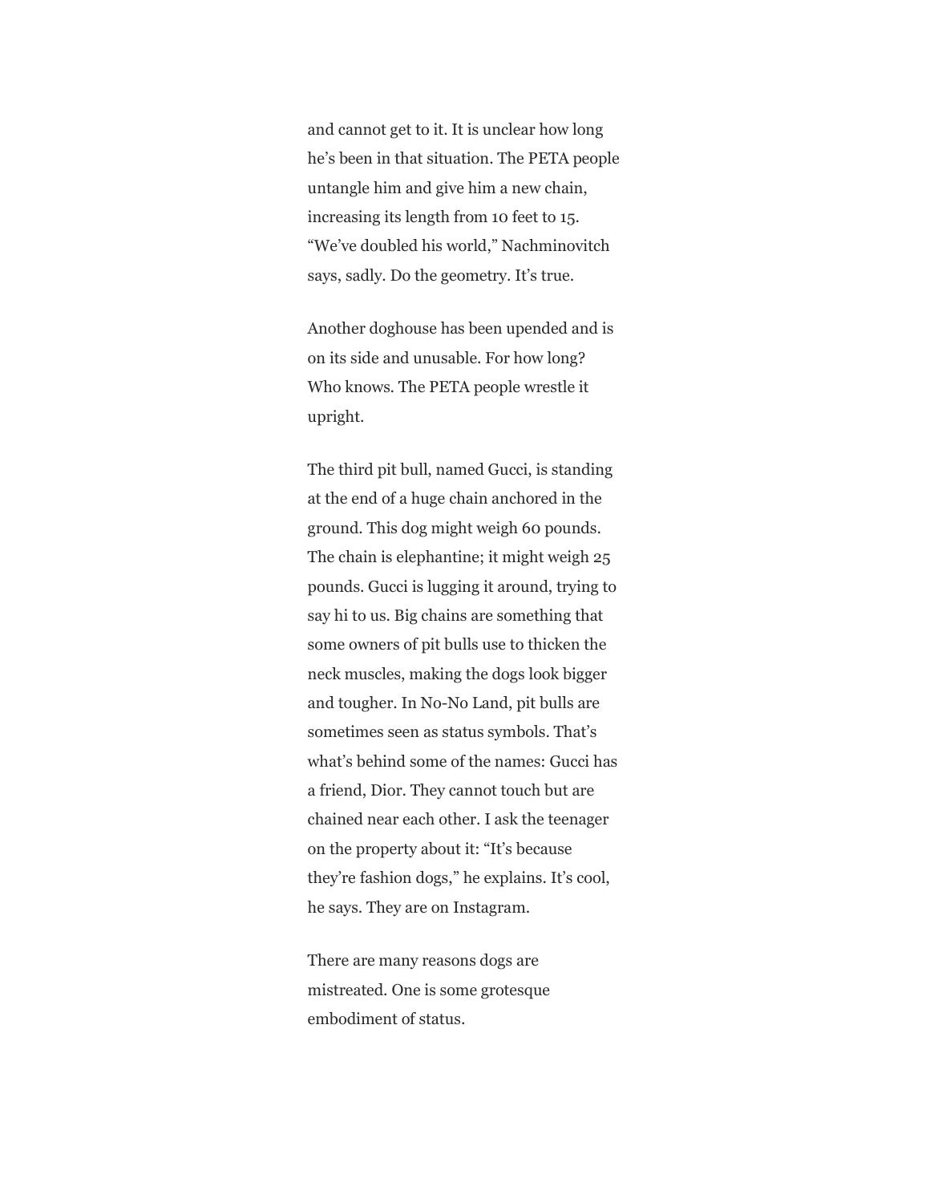and cannot get to it. It is unclear how long he's been in that situation. The PETA people untangle him and give him a new chain, increasing its length from 10 feet to 15. "We've doubled his world," Nachminovitch says, sadly. Do the geometry. It's true.

Another doghouse has been upended and is on its side and unusable. For how long? Who knows. The PETA people wrestle it upright.

The third pit bull, named Gucci, is standing at the end of a huge chain anchored in the ground. This dog might weigh 60 pounds. The chain is elephantine; it might weigh 25 pounds. Gucci is lugging it around, trying to say hi to us. Big chains are something that some owners of pit bulls use to thicken the neck muscles, making the dogs look bigger and tougher. In No-No Land, pit bulls are sometimes seen as status symbols. That's what's behind some of the names: Gucci has a friend, Dior. They cannot touch but are chained near each other. I ask the teenager on the property about it: "It's because they're fashion dogs," he explains. It's cool, he says. They are on Instagram.

There are many reasons dogs are mistreated. One is some grotesque embodiment of status.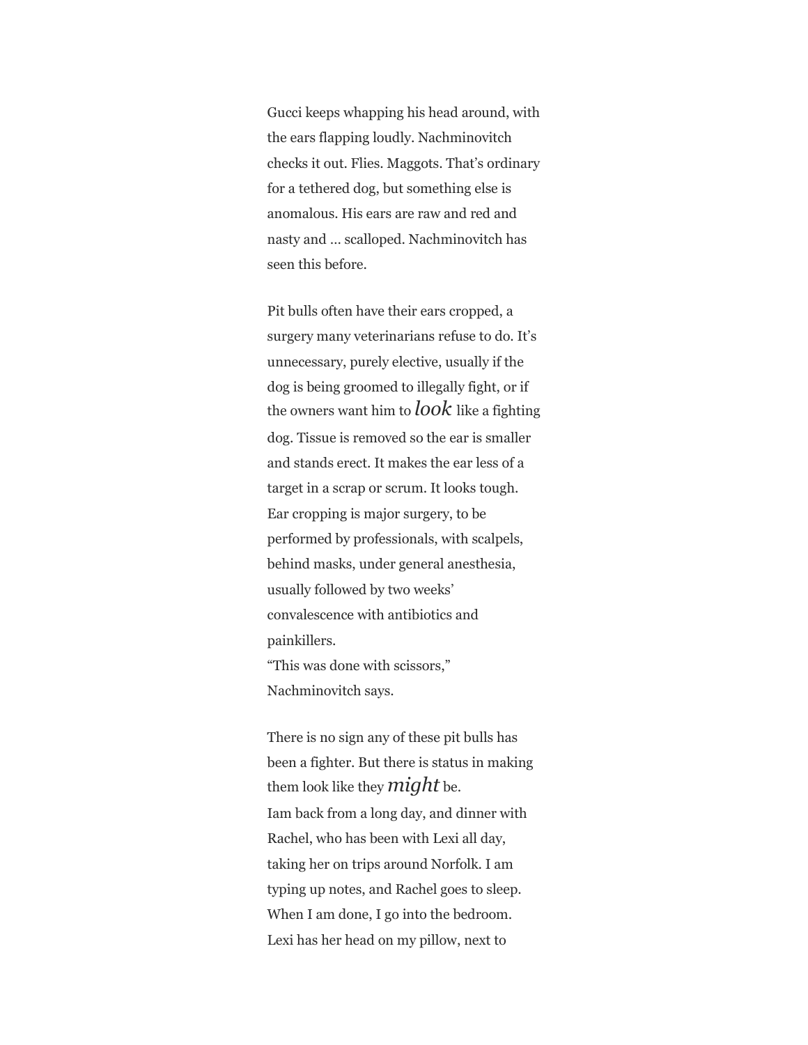Gucci keeps whapping his head around, with the ears flapping loudly. Nachminovitch checks it out. Flies. Maggots. That's ordinary for a tethered dog, but something else is anomalous. His ears are raw and red and nasty and … scalloped. Nachminovitch has seen this before.

Pit bulls often have their ears cropped, a surgery many veterinarians refuse to do. It's unnecessary, purely elective, usually if the dog is being groomed to illegally fight, or if the owners want him to *look* like a fighting dog. Tissue is removed so the ear is smaller and stands erect. It makes the ear less of a target in a scrap or scrum. It looks tough. Ear cropping is major surgery, to be performed by professionals, with scalpels, behind masks, under general anesthesia, usually followed by two weeks' convalescence with antibiotics and painkillers.
"This was done with scissors," Nachminovitch says.

There is no sign any of these pit bulls has been a fighter. But there is status in making them look like they *might* be.
Iam back from a long day, and dinner with Rachel, who has been with Lexi all day, taking her on trips around Norfolk. I am typing up notes, and Rachel goes to sleep. When I am done, I go into the bedroom. Lexi has her head on my pillow, next to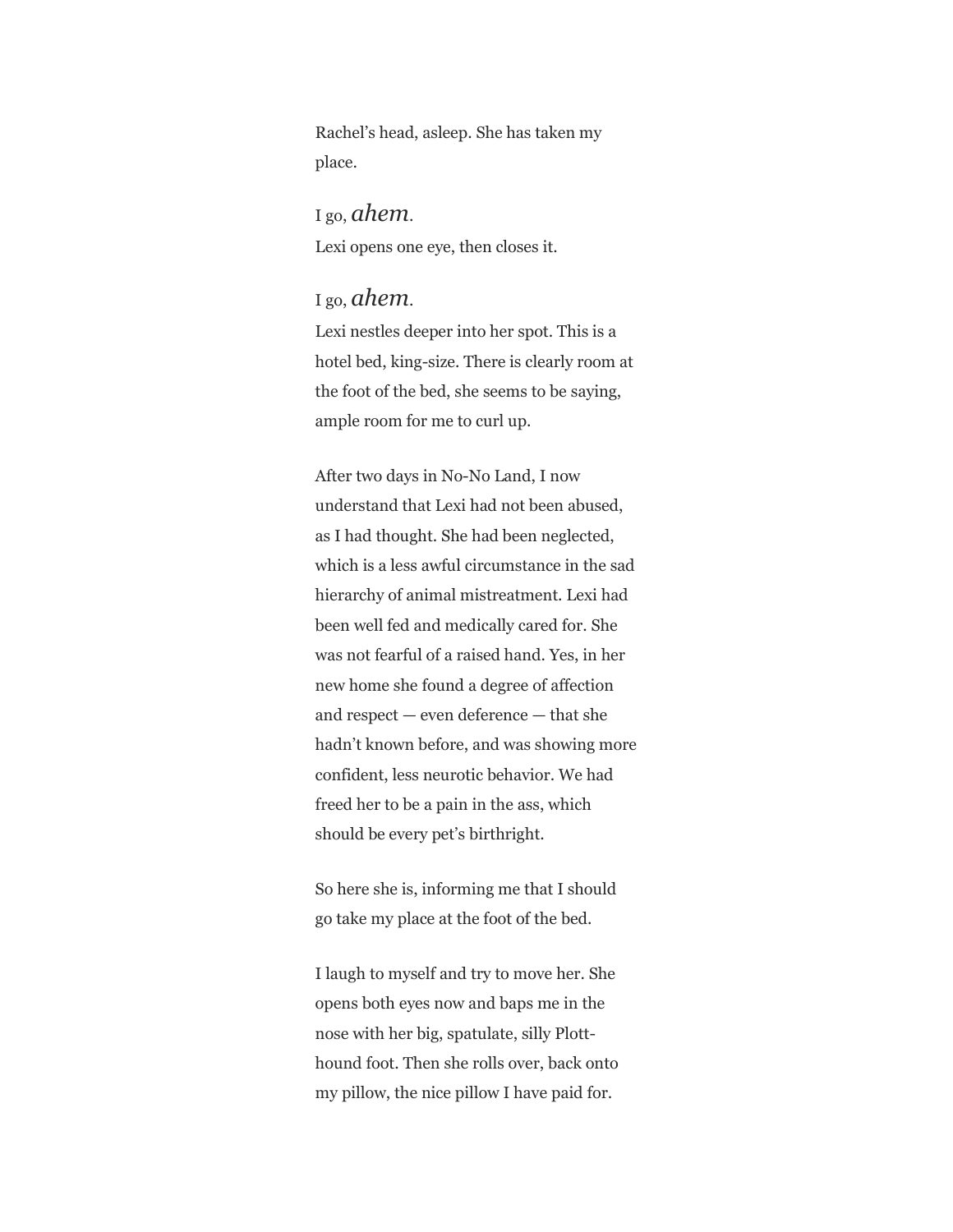Rachel's head, asleep. She has taken my place.

I go, *ahem*.
Lexi opens one eye, then closes it.

I go, *ahem*.
Lexi nestles deeper into her spot. This is a hotel bed, king-size. There is clearly room at the foot of the bed, she seems to be saying, ample room for me to curl up.

After two days in No-No Land, I now understand that Lexi had not been abused, as I had thought. She had been neglected, which is a less awful circumstance in the sad hierarchy of animal mistreatment. Lexi had been well fed and medically cared for. She was not fearful of a raised hand. Yes, in her new home she found a degree of affection and respect — even deference — that she hadn't known before, and was showing more confident, less neurotic behavior. We had freed her to be a pain in the ass, which should be every pet's birthright.

So here she is, informing me that I should go take my place at the foot of the bed.

I laugh to myself and try to move her. She opens both eyes now and baps me in the nose with her big, spatulate, silly Plott-hound foot. Then she rolls over, back onto my pillow, the nice pillow I have paid for.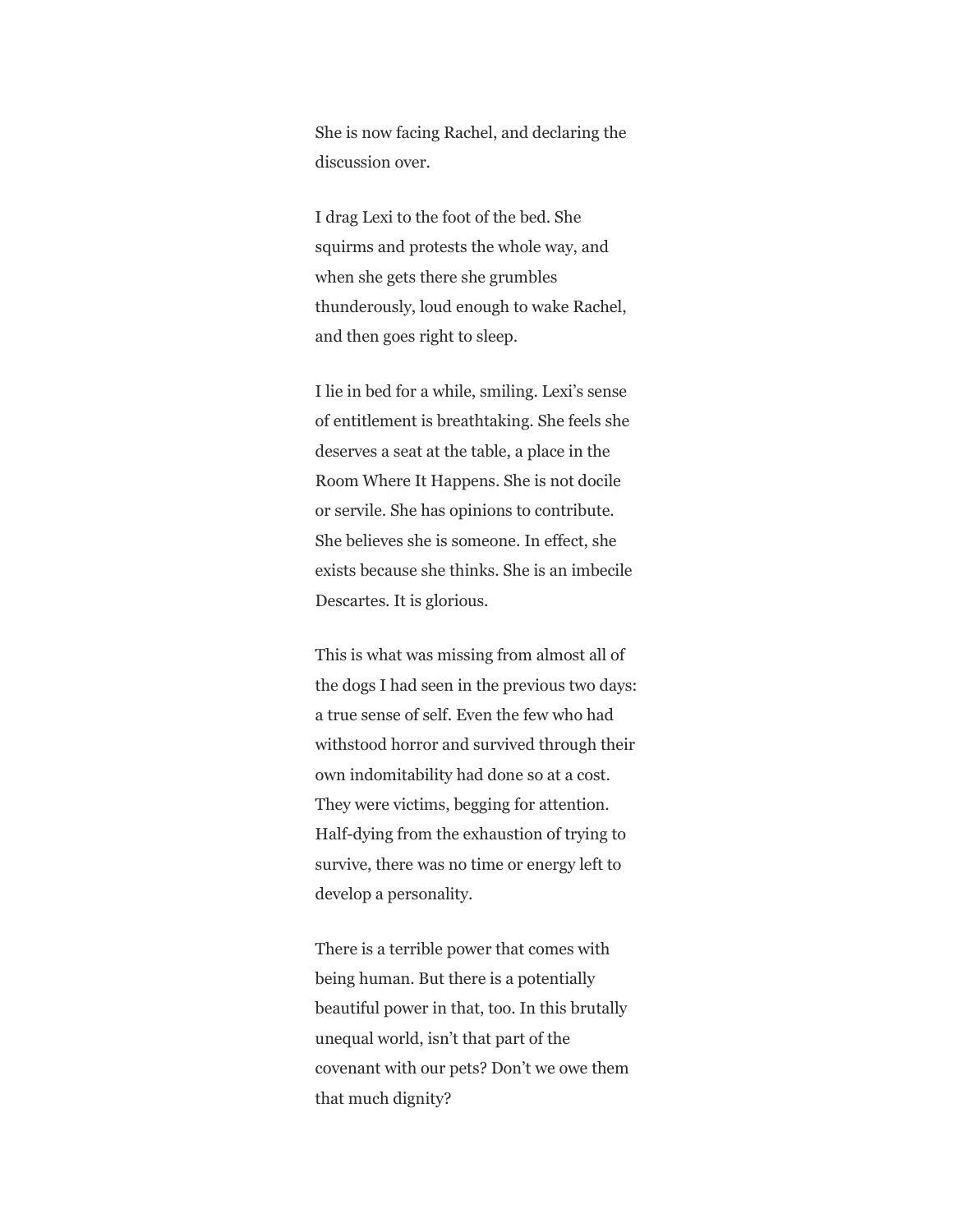She is now facing Rachel, and declaring the discussion over.

I drag Lexi to the foot of the bed. She squirms and protests the whole way, and when she gets there she grumbles thunderously, loud enough to wake Rachel, and then goes right to sleep.

I lie in bed for a while, smiling. Lexi's sense of entitlement is breathtaking. She feels she deserves a seat at the table, a place in the Room Where It Happens. She is not docile or servile. She has opinions to contribute. She believes she is someone. In effect, she exists because she thinks. She is an imbecile Descartes. It is glorious.

This is what was missing from almost all of the dogs I had seen in the previous two days: a true sense of self. Even the few who had withstood horror and survived through their own indomitability had done so at a cost. They were victims, begging for attention. Half-dying from the exhaustion of trying to survive, there was no time or energy left to develop a personality.

There is a terrible power that comes with being human. But there is a potentially beautiful power in that, too. In this brutally unequal world, isn't that part of the covenant with our pets? Don't we owe them that much dignity?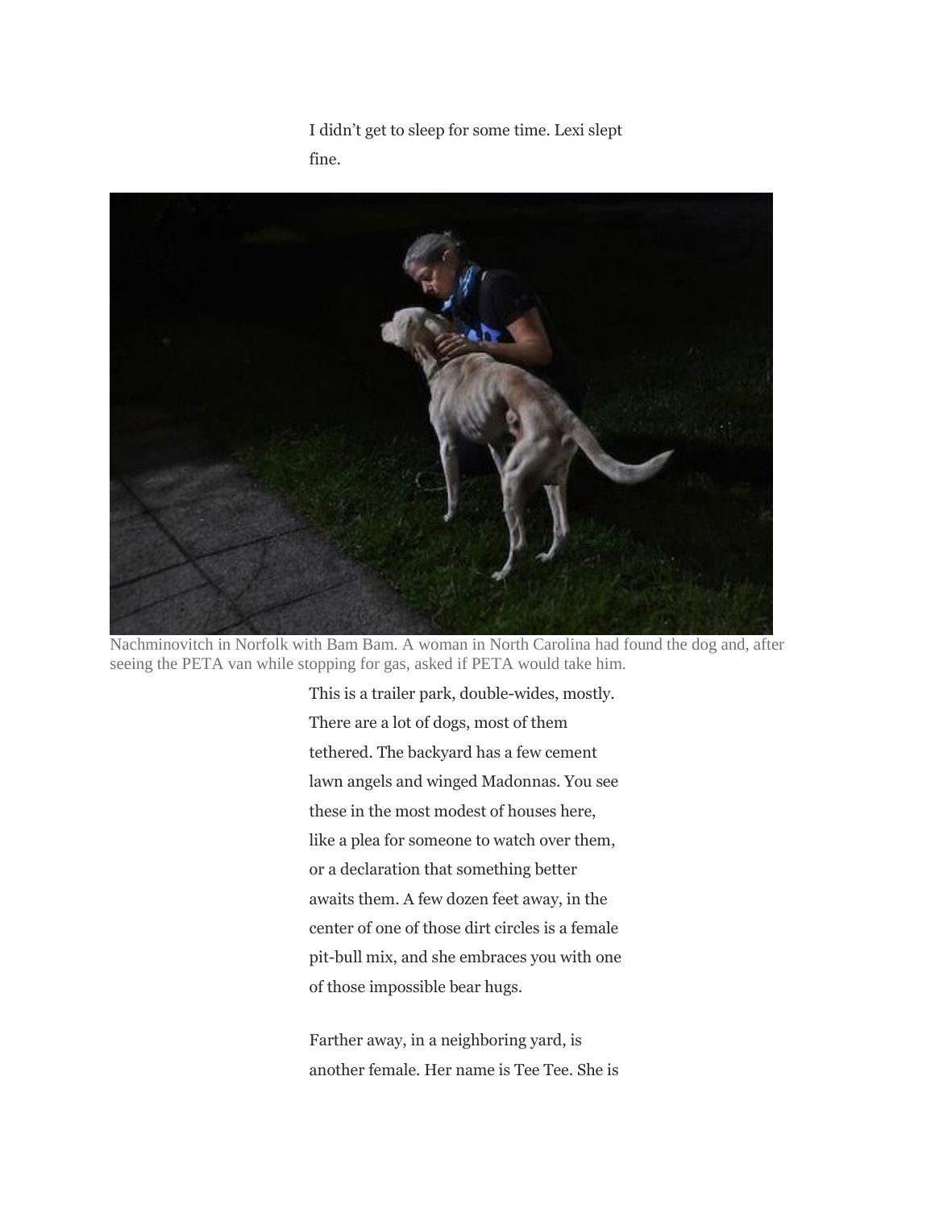I didn't get to sleep for some time. Lexi slept fine.

Nachminovitch in Norfolk with Bam Bam. A woman in North Carolina had found the dog and, after seeing the PETA van while stopping for gas, asked if PETA would take him.

This is a trailer park, double-wides, mostly. There are a lot of dogs, most of them tethered. The backyard has a few cement lawn angels and winged Madonnas. You see these in the most modest of houses here, like a plea for someone to watch over them, or a declaration that something better awaits them. A few dozen feet away, in the center of one of those dirt circles is a female pit-bull mix, and she embraces you with one of those impossible bear hugs.

Farther away, in a neighboring yard, is another female. Her name is Tee Tee. She is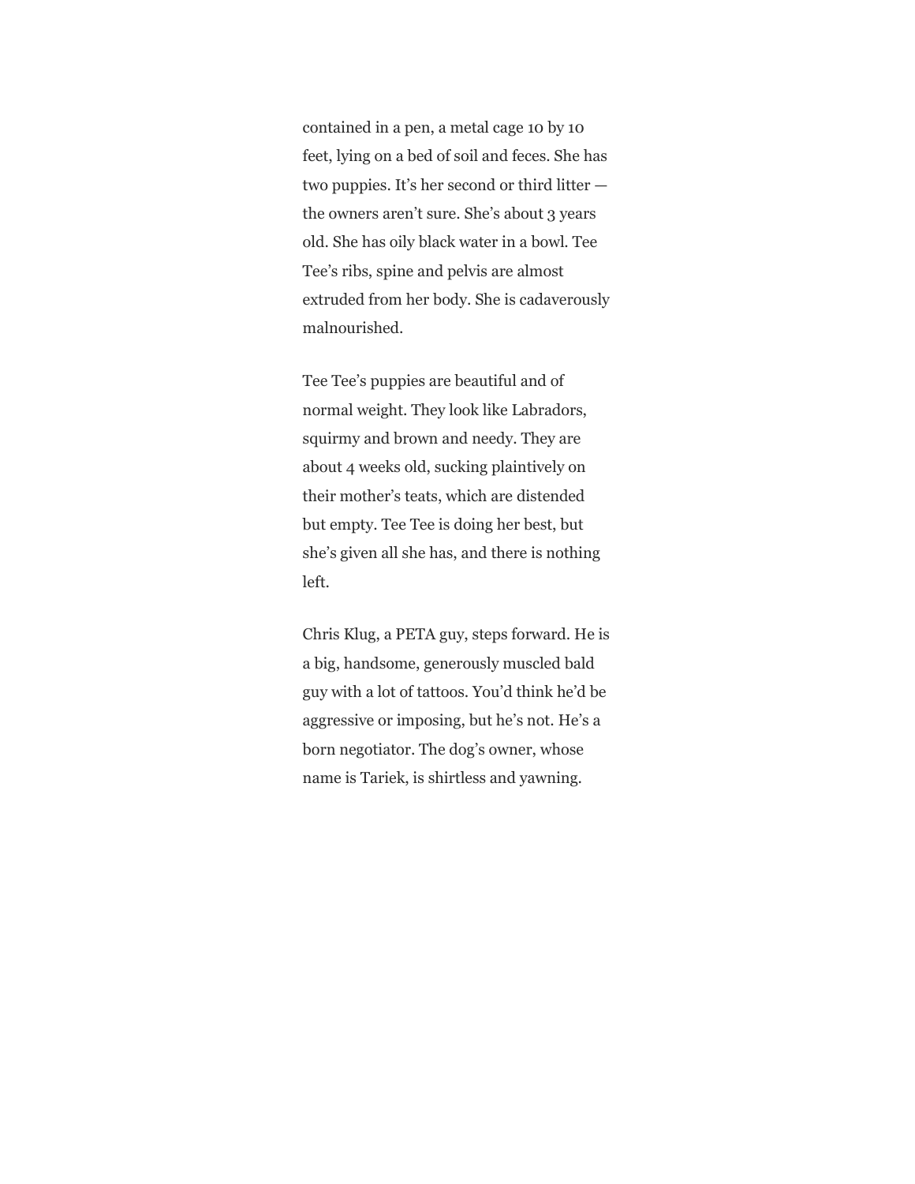contained in a pen, a metal cage 10 by 10 feet, lying on a bed of soil and feces. She has two puppies. It's her second or third litter — the owners aren't sure. She's about 3 years old. She has oily black water in a bowl. Tee Tee's ribs, spine and pelvis are almost extruded from her body. She is cadaverously malnourished.

Tee Tee's puppies are beautiful and of normal weight. They look like Labradors, squirmy and brown and needy. They are about 4 weeks old, sucking plaintively on their mother's teats, which are distended but empty. Tee Tee is doing her best, but she's given all she has, and there is nothing left.

Chris Klug, a PETA guy, steps forward. He is a big, handsome, generously muscled bald guy with a lot of tattoos. You'd think he'd be aggressive or imposing, but he's not. He's a born negotiator. The dog's owner, whose name is Tariek, is shirtless and yawning.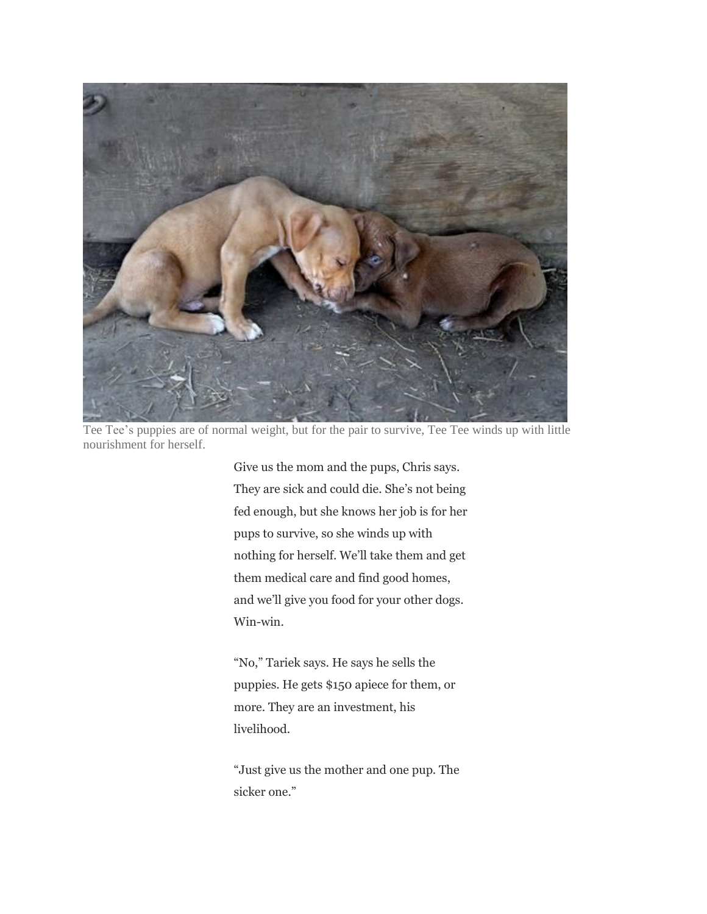Tee Tee's puppies are of normal weight, but for the pair to survive, Tee Tee winds up with little nourishment for herself.

Give us the mom and the pups, Chris says. They are sick and could die. She's not being fed enough, but she knows her job is for her pups to survive, so she winds up with nothing for herself. We'll take them and get them medical care and find good homes, and we'll give you food for your other dogs. Win-win.

"No," Tariek says. He says he sells the puppies. He gets $150 apiece for them, or more. They are an investment, his livelihood.

"Just give us the mother and one pup. The sicker one."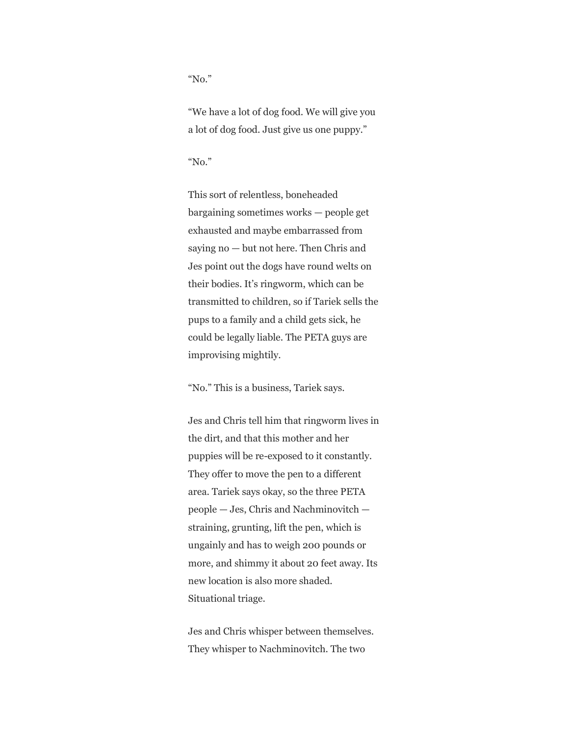"No."

"We have a lot of dog food. We will give you a lot of dog food. Just give us one puppy."

"No."

This sort of relentless, boneheaded bargaining sometimes works — people get exhausted and maybe embarrassed from saying no — but not here. Then Chris and Jes point out the dogs have round welts on their bodies. It's ringworm, which can be transmitted to children, so if Tariek sells the pups to a family and a child gets sick, he could be legally liable. The PETA guys are improvising mightily.

"No." This is a business, Tariek says.

Jes and Chris tell him that ringworm lives in the dirt, and that this mother and her puppies will be re-exposed to it constantly. They offer to move the pen to a different area. Tariek says okay, so the three PETA people — Jes, Chris and Nachminovitch — straining, grunting, lift the pen, which is ungainly and has to weigh 200 pounds or more, and shimmy it about 20 feet away. Its new location is also more shaded. Situational triage.

Jes and Chris whisper between themselves. They whisper to Nachminovitch. The two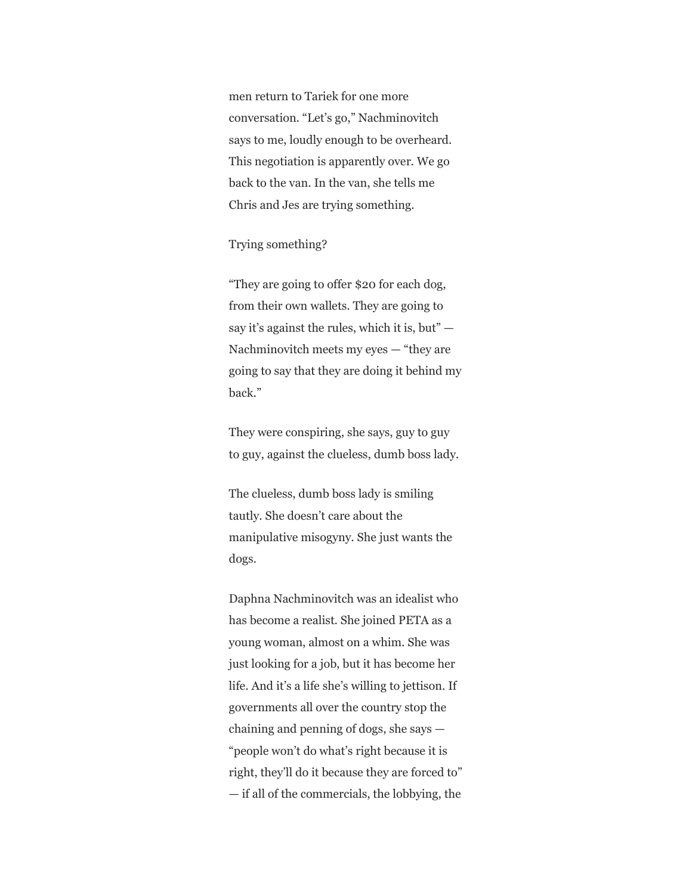men return to Tariek for one more conversation. “Let’s go,” Nachminovitch says to me, loudly enough to be overheard. This negotiation is apparently over. We go back to the van. In the van, she tells me Chris and Jes are trying something.

Trying something?

“They are going to offer $20 for each dog, from their own wallets. They are going to say it’s against the rules, which it is, but” — Nachminovitch meets my eyes — “they are going to say that they are doing it behind my back.”

They were conspiring, she says, guy to guy to guy, against the clueless, dumb boss lady.

The clueless, dumb boss lady is smiling tautly. She doesn’t care about the manipulative misogyny. She just wants the dogs.

Daphna Nachminovitch was an idealist who has become a realist. She joined PETA as a young woman, almost on a whim. She was just looking for a job, but it has become her life. And it’s a life she’s willing to jettison. If governments all over the country stop the chaining and penning of dogs, she says — “people won’t do what’s right because it is right, they’ll do it because they are forced to” — if all of the commercials, the lobbying, the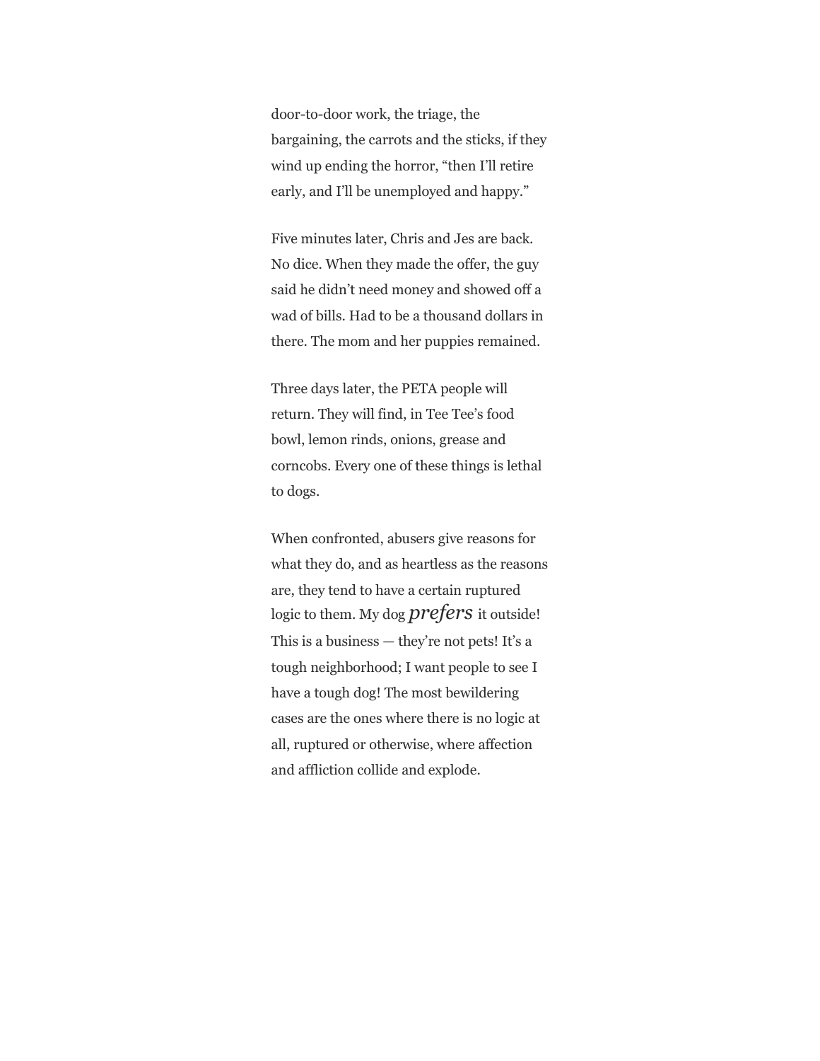door-to-door work, the triage, the bargaining, the carrots and the sticks, if they wind up ending the horror, “then I’ll retire early, and I’ll be unemployed and happy.”

Five minutes later, Chris and Jes are back. No dice. When they made the offer, the guy said he didn’t need money and showed off a wad of bills. Had to be a thousand dollars in there. The mom and her puppies remained.

Three days later, the PETA people will return. They will find, in Tee Tee’s food bowl, lemon rinds, onions, grease and corncobs. Every one of these things is lethal to dogs.

When confronted, abusers give reasons for what they do, and as heartless as the reasons are, they tend to have a certain ruptured logic to them. My dog *prefers* it outside! This is a business — they’re not pets! It’s a tough neighborhood; I want people to see I have a tough dog! The most bewildering cases are the ones where there is no logic at all, ruptured or otherwise, where affection and affliction collide and explode.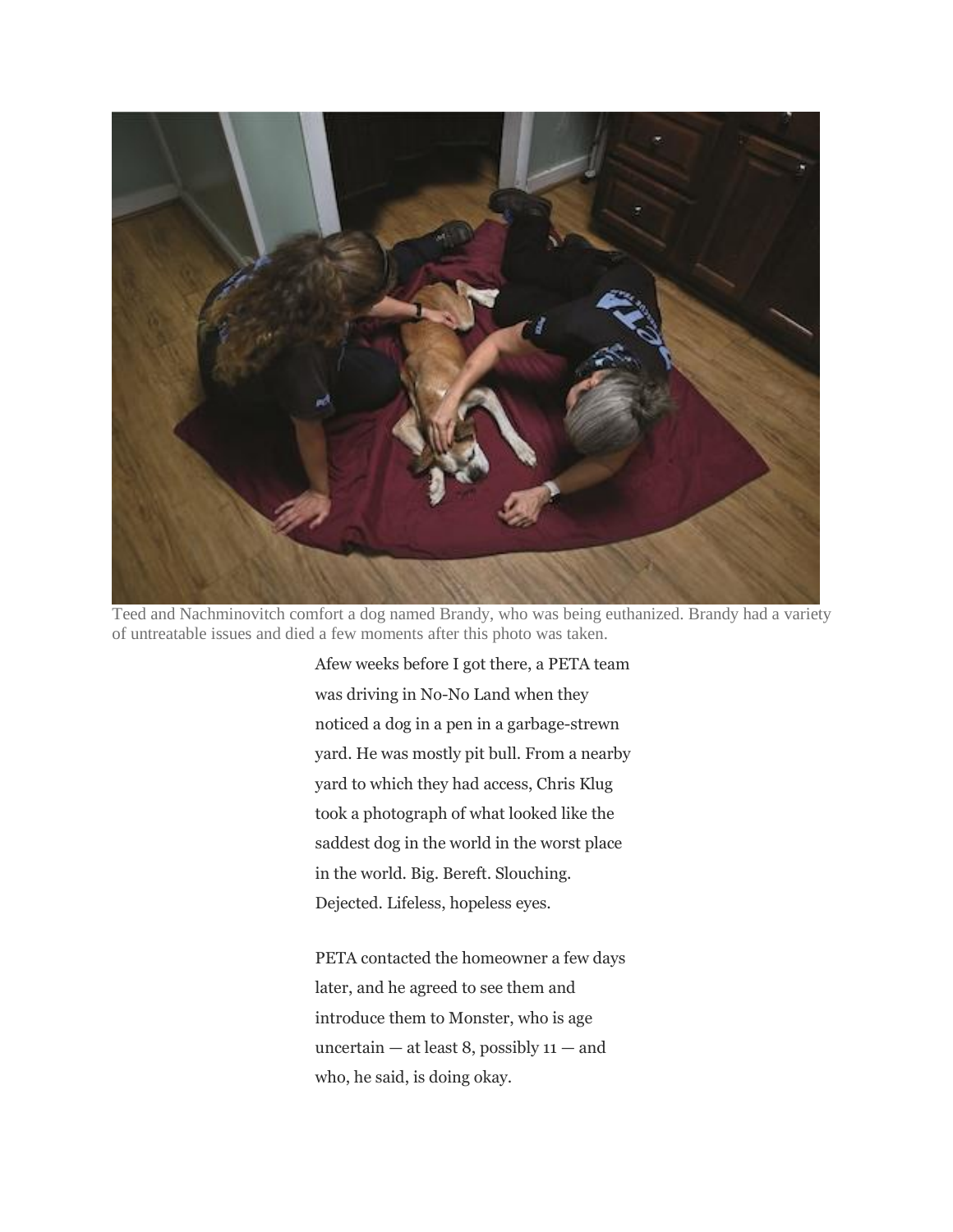Teed and Nachminovitch comfort a dog named Brandy, who was being euthanized. Brandy had a variety of untreatable issues and died a few moments after this photo was taken.

Afew weeks before I got there, a PETA team was driving in No-No Land when they noticed a dog in a pen in a garbage-strewn yard. He was mostly pit bull. From a nearby yard to which they had access, Chris Klug took a photograph of what looked like the saddest dog in the world in the worst place in the world. Big. Bereft. Slouching. Dejected. Lifeless, hopeless eyes.

PETA contacted the homeowner a few days later, and he agreed to see them and introduce them to Monster, who is age uncertain — at least 8, possibly 11 — and who, he said, is doing okay.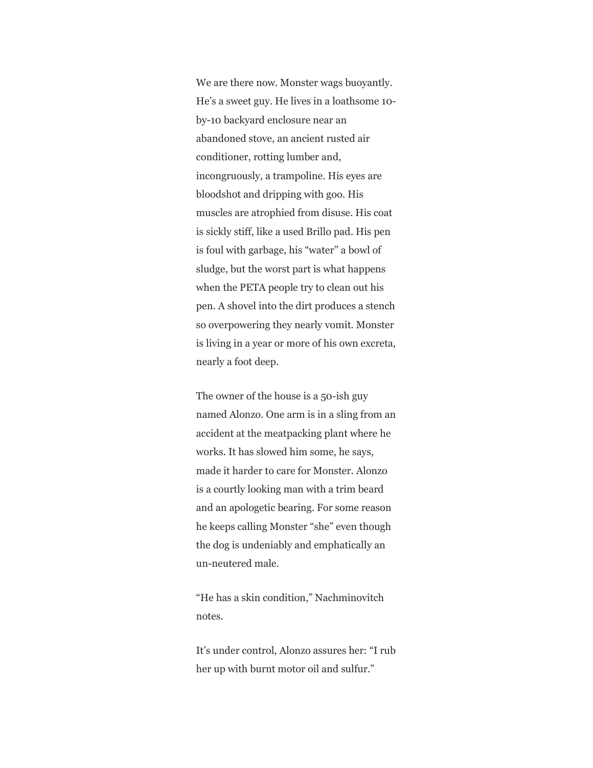We are there now. Monster wags buoyantly. He's a sweet guy. He lives in a loathsome 10-by-10 backyard enclosure near an abandoned stove, an ancient rusted air conditioner, rotting lumber and, incongruously, a trampoline. His eyes are bloodshot and dripping with goo. His muscles are atrophied from disuse. His coat is sickly stiff, like a used Brillo pad. His pen is foul with garbage, his "water" a bowl of sludge, but the worst part is what happens when the PETA people try to clean out his pen. A shovel into the dirt produces a stench so overpowering they nearly vomit. Monster is living in a year or more of his own excreta, nearly a foot deep.

The owner of the house is a 50-ish guy named Alonzo. One arm is in a sling from an accident at the meatpacking plant where he works. It has slowed him some, he says, made it harder to care for Monster. Alonzo is a courtly looking man with a trim beard and an apologetic bearing. For some reason he keeps calling Monster "she" even though the dog is undeniably and emphatically an un-neutered male.

"He has a skin condition," Nachminovitch notes.

It's under control, Alonzo assures her: "I rub her up with burnt motor oil and sulfur."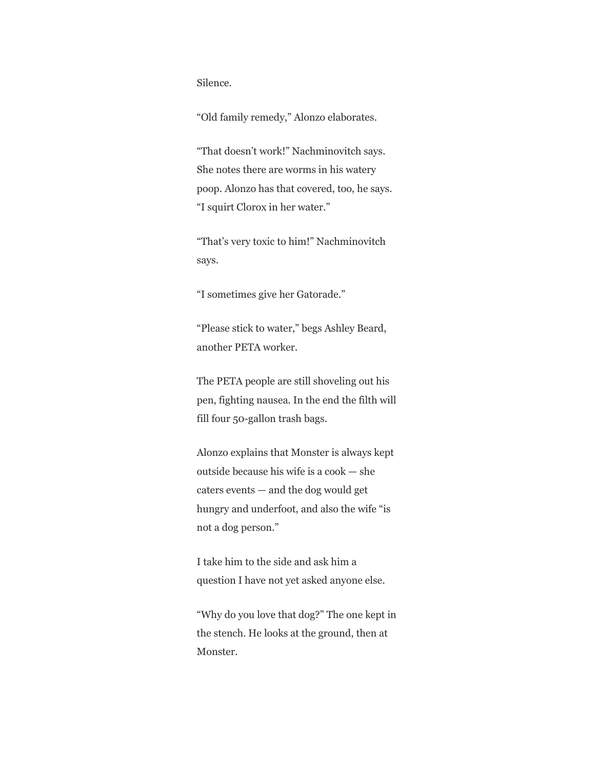Silence.

“Old family remedy,” Alonzo elaborates.

“That doesn’t work!” Nachminovitch says. She notes there are worms in his watery poop. Alonzo has that covered, too, he says. “I squirt Clorox in her water.”

“That’s very toxic to him!” Nachminovitch says.

“I sometimes give her Gatorade.”

“Please stick to water,” begs Ashley Beard, another PETA worker.

The PETA people are still shoveling out his pen, fighting nausea. In the end the filth will fill four 50-gallon trash bags.

Alonzo explains that Monster is always kept outside because his wife is a cook — she caters events — and the dog would get hungry and underfoot, and also the wife “is not a dog person.”

I take him to the side and ask him a question I have not yet asked anyone else.

“Why do you love that dog?” The one kept in the stench. He looks at the ground, then at Monster.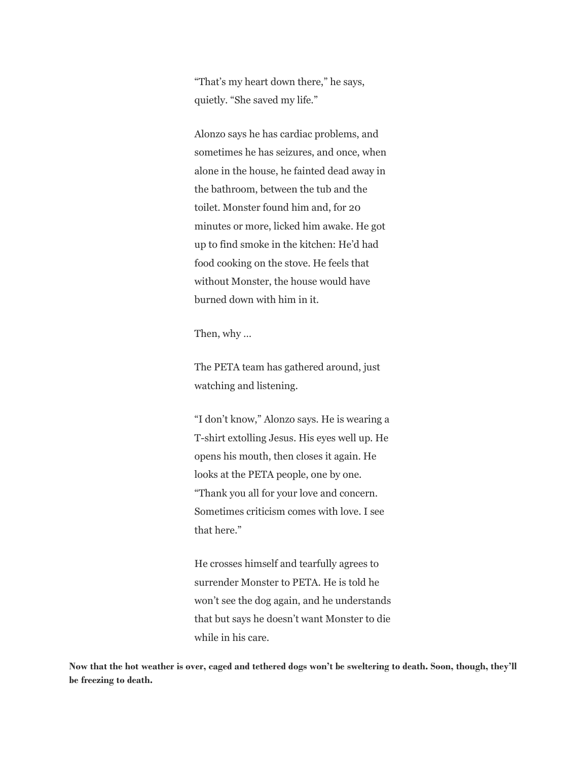"That's my heart down there," he says, quietly. "She saved my life."

Alonzo says he has cardiac problems, and sometimes he has seizures, and once, when alone in the house, he fainted dead away in the bathroom, between the tub and the toilet. Monster found him and, for 20 minutes or more, licked him awake. He got up to find smoke in the kitchen: He'd had food cooking on the stove. He feels that without Monster, the house would have burned down with him in it.

Then, why ...

The PETA team has gathered around, just watching and listening.

"I don't know," Alonzo says. He is wearing a T-shirt extolling Jesus. His eyes well up. He opens his mouth, then closes it again. He looks at the PETA people, one by one. "Thank you all for your love and concern. Sometimes criticism comes with love. I see that here."

He crosses himself and tearfully agrees to surrender Monster to PETA. He is told he won't see the dog again, and he understands that but says he doesn't want Monster to die while in his care.

**Now that the hot weather is over, caged and tethered dogs won't be sweltering to death. Soon, though, they'll be freezing to death.**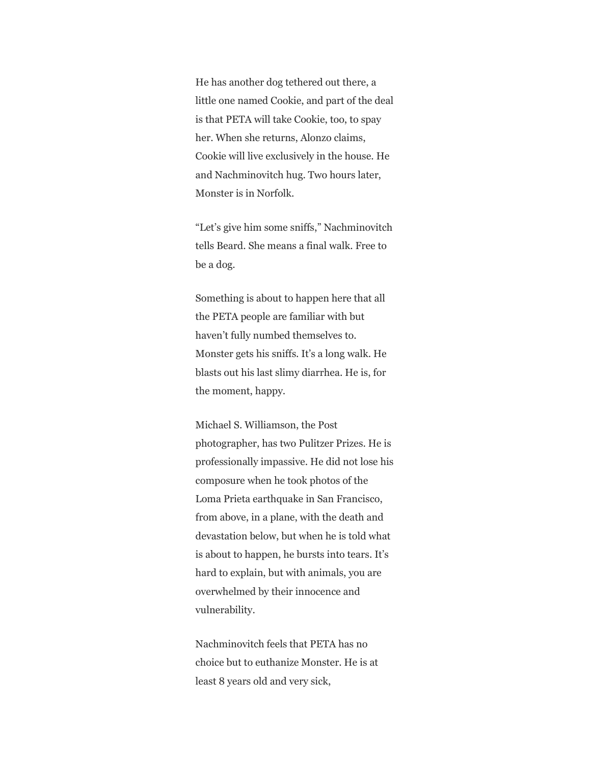He has another dog tethered out there, a little one named Cookie, and part of the deal is that PETA will take Cookie, too, to spay her. When she returns, Alonzo claims, Cookie will live exclusively in the house. He and Nachminovitch hug. Two hours later, Monster is in Norfolk.

“Let’s give him some sniffs,” Nachminovitch tells Beard. She means a final walk. Free to be a dog.

Something is about to happen here that all the PETA people are familiar with but haven’t fully numbed themselves to. Monster gets his sniffs. It’s a long walk. He blasts out his last slimy diarrhea. He is, for the moment, happy.

Michael S. Williamson, the Post photographer, has two Pulitzer Prizes. He is professionally impassive. He did not lose his composure when he took photos of the Loma Prieta earthquake in San Francisco, from above, in a plane, with the death and devastation below, but when he is told what is about to happen, he bursts into tears. It’s hard to explain, but with animals, you are overwhelmed by their innocence and vulnerability.

Nachminovitch feels that PETA has no choice but to euthanize Monster. He is at least 8 years old and very sick,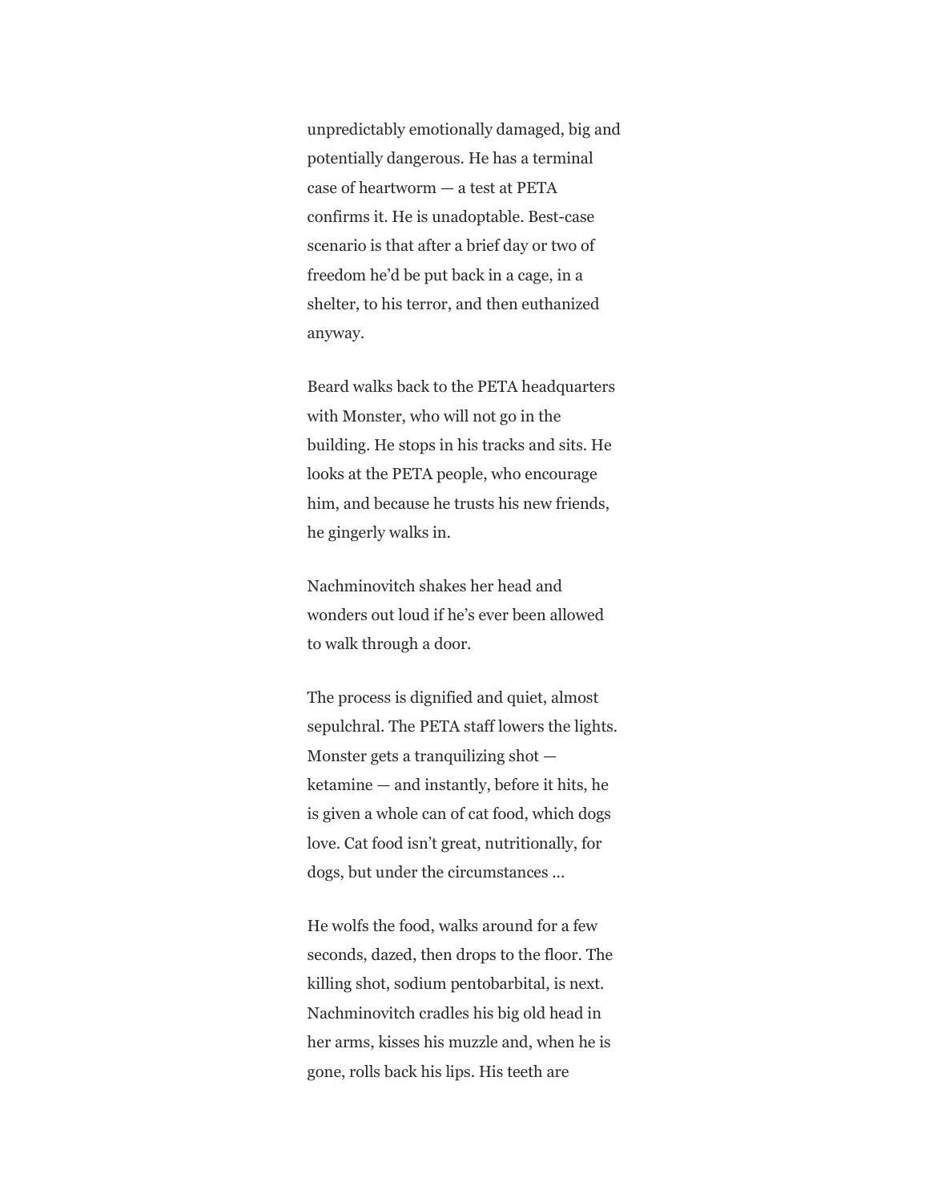unpredictably emotionally damaged, big and potentially dangerous. He has a terminal case of heartworm — a test at PETA confirms it. He is unadoptable. Best-case scenario is that after a brief day or two of freedom he'd be put back in a cage, in a shelter, to his terror, and then euthanized anyway.

Beard walks back to the PETA headquarters with Monster, who will not go in the building. He stops in his tracks and sits. He looks at the PETA people, who encourage him, and because he trusts his new friends, he gingerly walks in.

Nachminovitch shakes her head and wonders out loud if he's ever been allowed to walk through a door.

The process is dignified and quiet, almost sepulchral. The PETA staff lowers the lights. Monster gets a tranquilizing shot — ketamine — and instantly, before it hits, he is given a whole can of cat food, which dogs love. Cat food isn't great, nutritionally, for dogs, but under the circumstances ...

He wolfs the food, walks around for a few seconds, dazed, then drops to the floor. The killing shot, sodium pentobarbital, is next. Nachminovitch cradles his big old head in her arms, kisses his muzzle and, when he is gone, rolls back his lips. His teeth are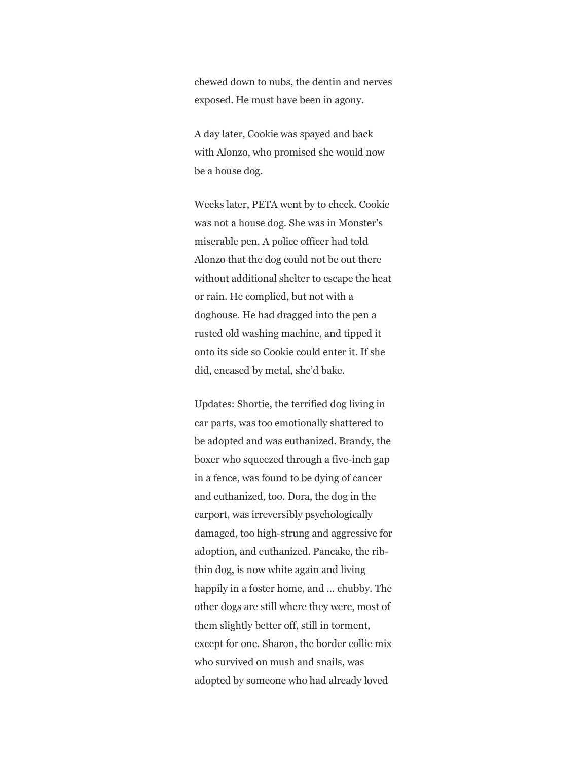chewed down to nubs, the dentin and nerves exposed. He must have been in agony.

A day later, Cookie was spayed and back with Alonzo, who promised she would now be a house dog.

Weeks later, PETA went by to check. Cookie was not a house dog. She was in Monster's miserable pen. A police officer had told Alonzo that the dog could not be out there without additional shelter to escape the heat or rain. He complied, but not with a doghouse. He had dragged into the pen a rusted old washing machine, and tipped it onto its side so Cookie could enter it. If she did, encased by metal, she'd bake.

Updates: Shortie, the terrified dog living in car parts, was too emotionally shattered to be adopted and was euthanized. Brandy, the boxer who squeezed through a five-inch gap in a fence, was found to be dying of cancer and euthanized, too. Dora, the dog in the carport, was irreversibly psychologically damaged, too high-strung and aggressive for adoption, and euthanized. Pancake, the rib-thin dog, is now white again and living happily in a foster home, and … chubby. The other dogs are still where they were, most of them slightly better off, still in torment, except for one. Sharon, the border collie mix who survived on mush and snails, was adopted by someone who had already loved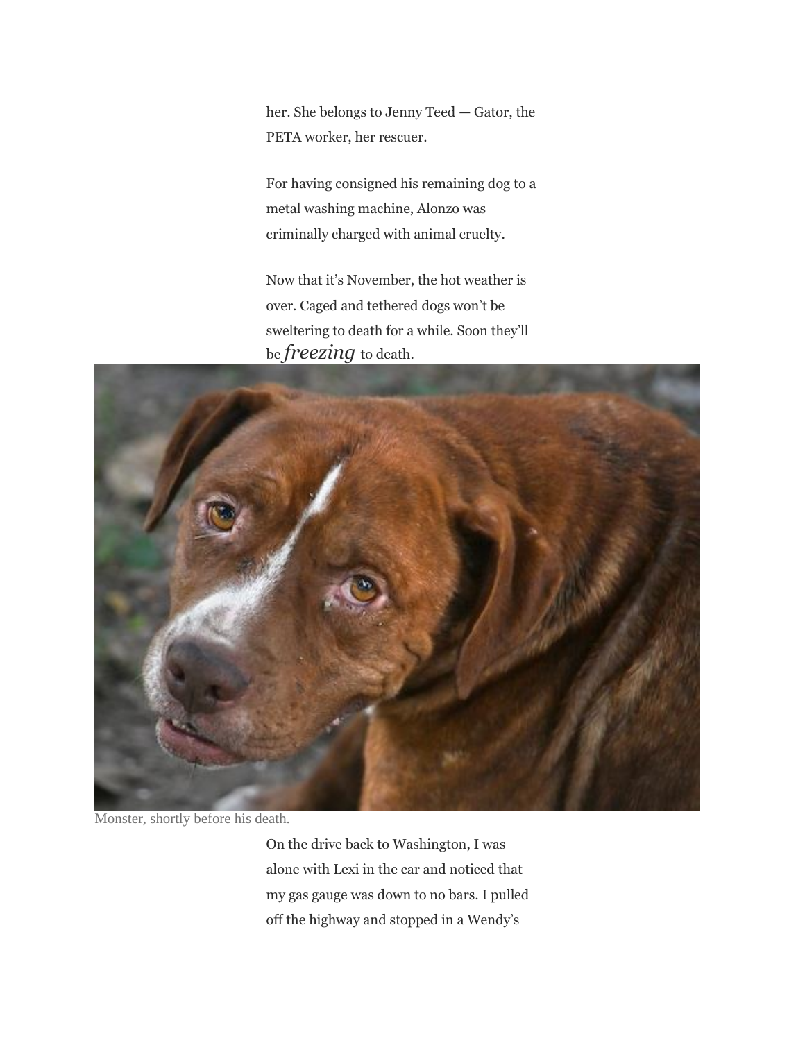her. She belongs to Jenny Teed — Gator, the PETA worker, her rescuer.

For having consigned his remaining dog to a metal washing machine, Alonzo was criminally charged with animal cruelty.

Now that it's November, the hot weather is over. Caged and tethered dogs won't be sweltering to death for a while. Soon they'll be *freezing* to death.

Monster, shortly before his death.

On the drive back to Washington, I was alone with Lexi in the car and noticed that my gas gauge was down to no bars. I pulled off the highway and stopped in a Wendy's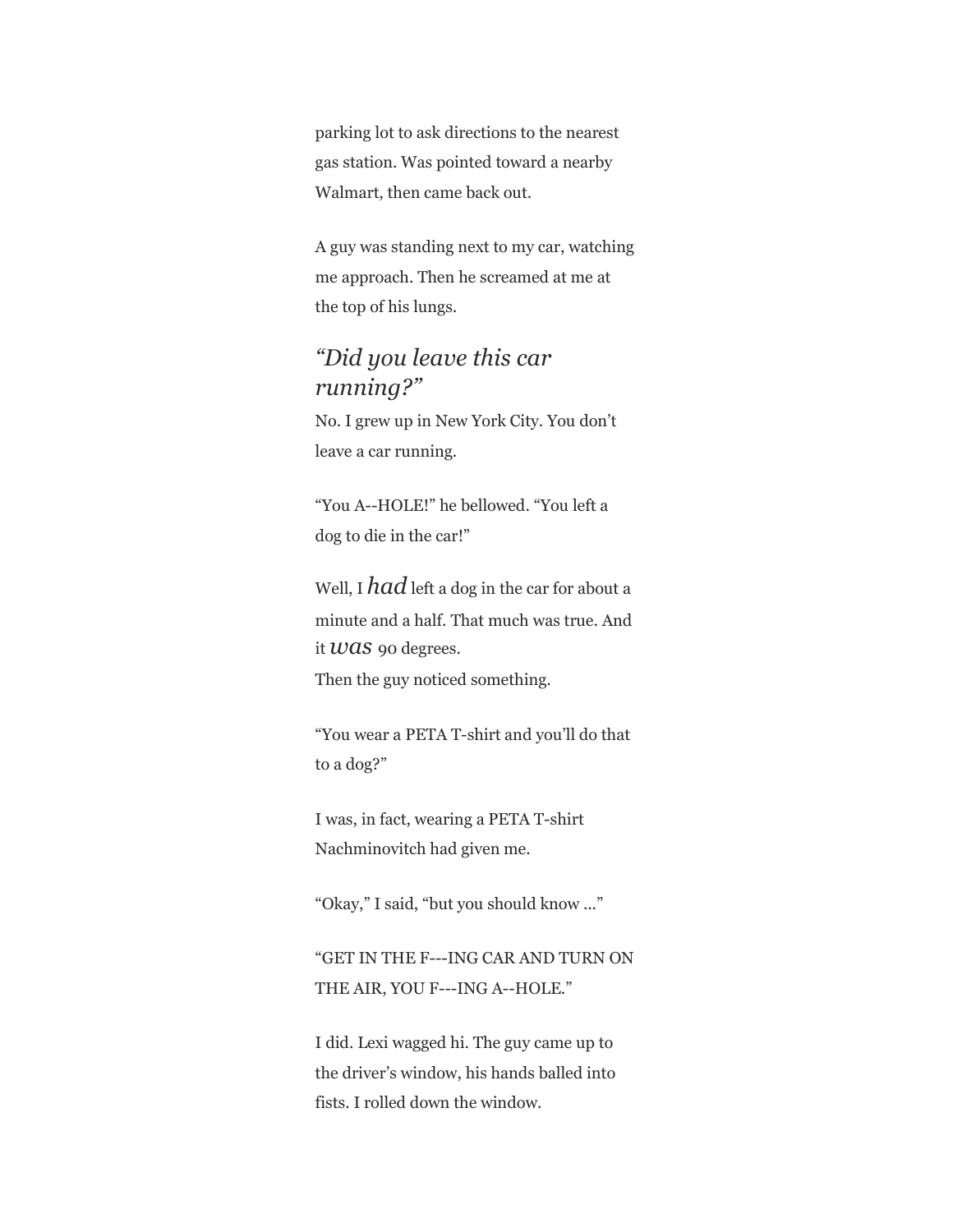parking lot to ask directions to the nearest gas station. Was pointed toward a nearby Walmart, then came back out.

A guy was standing next to my car, watching me approach. Then he screamed at me at the top of his lungs.

### *“Did you leave this car running?”*

No. I grew up in New York City. You don’t leave a car running.

“You A--HOLE!” he bellowed. “You left a dog to die in the car!”

Well, I *had* left a dog in the car for about a minute and a half. That much was true. And it *was* 90 degrees.
Then the guy noticed something.

“You wear a PETA T-shirt and you’ll do that to a dog?”

I was, in fact, wearing a PETA T-shirt Nachminovitch had given me.

“Okay,” I said, “but you should know ...”

“GET IN THE F---ING CAR AND TURN ON THE AIR, YOU F---ING A--HOLE.”

I did. Lexi wagged hi. The guy came up to the driver’s window, his hands balled into fists. I rolled down the window.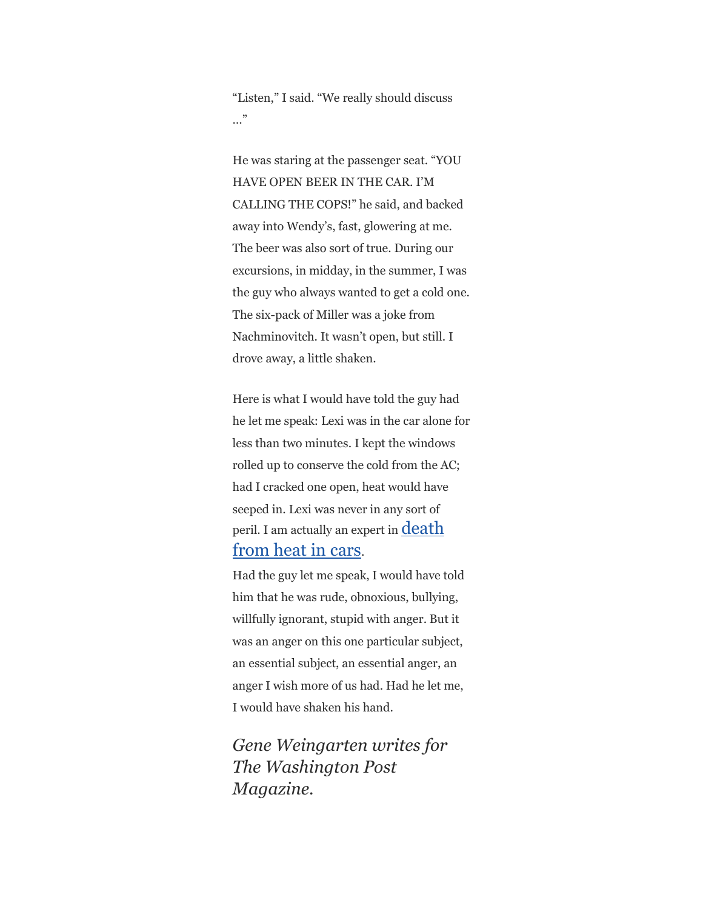"Listen," I said. "We really should discuss …"

He was staring at the passenger seat. "YOU HAVE OPEN BEER IN THE CAR. I'M CALLING THE COPS!" he said, and backed away into Wendy's, fast, glowering at me. The beer was also sort of true. During our excursions, in midday, in the summer, I was the guy who always wanted to get a cold one. The six-pack of Miller was a joke from Nachminovitch. It wasn't open, but still. I drove away, a little shaken.

Here is what I would have told the guy had he let me speak: Lexi was in the car alone for less than two minutes. I kept the windows rolled up to conserve the cold from the AC; had I cracked one open, heat would have seeped in. Lexi was never in any sort of peril. I am actually an expert in death from heat in cars.

Had the guy let me speak, I would have told him that he was rude, obnoxious, bullying, willfully ignorant, stupid with anger. But it was an anger on this one particular subject, an essential subject, an essential anger, an anger I wish more of us had. Had he let me, I would have shaken his hand.

*Gene Weingarten writes for The Washington Post Magazine.*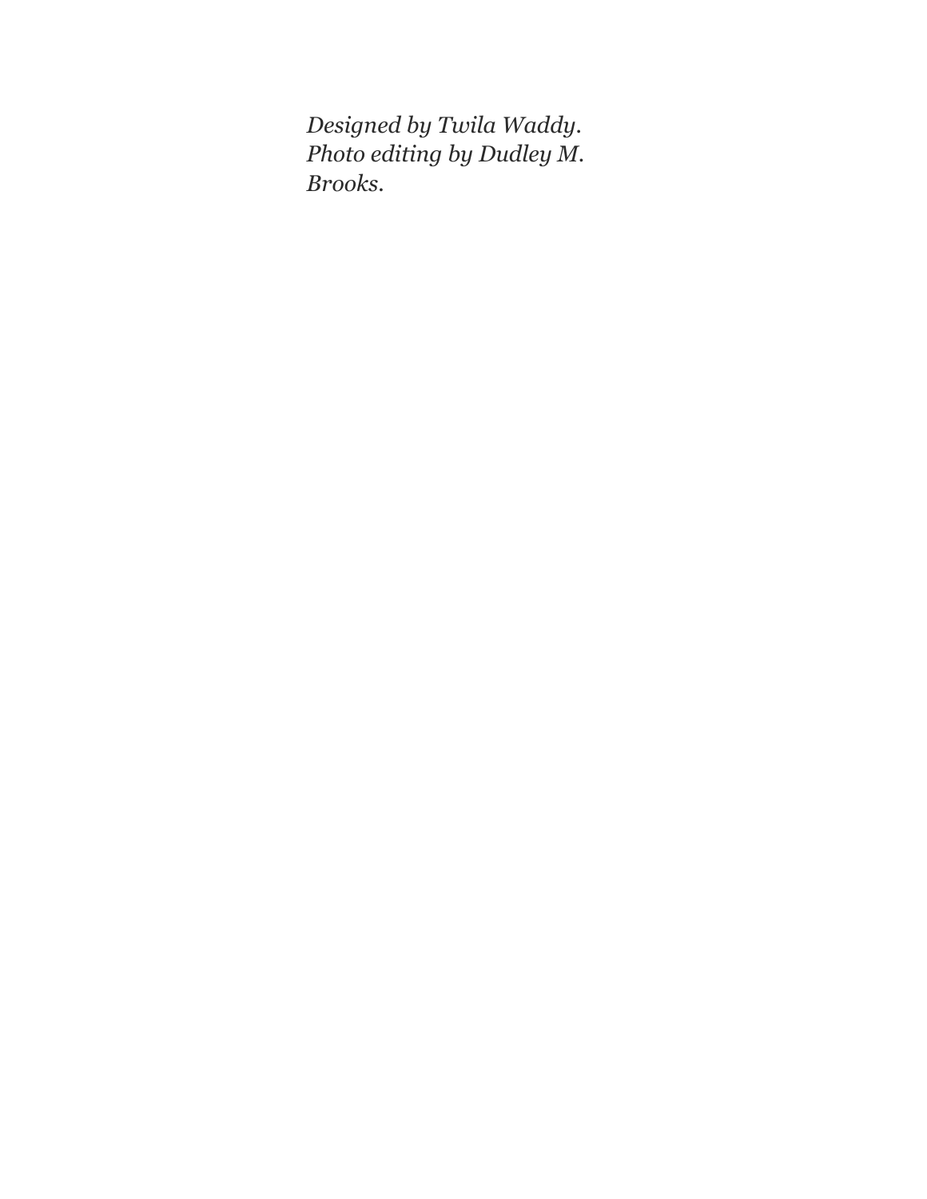*Designed by Twila Waddy. Photo editing by Dudley M. Brooks.*